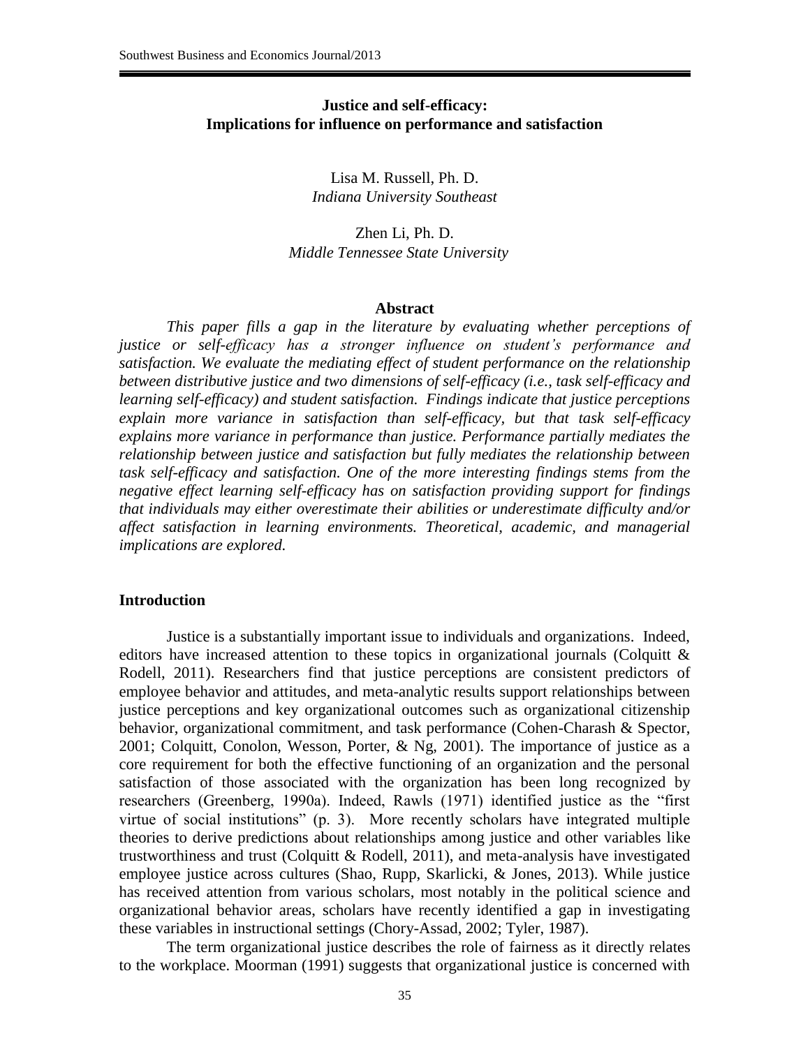# Justice and self-efficacy: Implications for influence on performance and satisfaction

Lisa M. Russell, Ph. D.
*Indiana University Southeast*

Zhen Li, Ph. D.
*Middle Tennessee State University*

## Abstract

*This paper fills a gap in the literature by evaluating whether perceptions of justice or self-efficacy has a stronger influence on student's performance and satisfaction. We evaluate the mediating effect of student performance on the relationship between distributive justice and two dimensions of self-efficacy (i.e., task self-efficacy and learning self-efficacy) and student satisfaction. Findings indicate that justice perceptions explain more variance in satisfaction than self-efficacy, but that task self-efficacy explains more variance in performance than justice. Performance partially mediates the relationship between justice and satisfaction but fully mediates the relationship between task self-efficacy and satisfaction. One of the more interesting findings stems from the negative effect learning self-efficacy has on satisfaction providing support for findings that individuals may either overestimate their abilities or underestimate difficulty and/or affect satisfaction in learning environments. Theoretical, academic, and managerial implications are explored.*

## Introduction

Justice is a substantially important issue to individuals and organizations. Indeed, editors have increased attention to these topics in organizational journals (Colquitt & Rodell, 2011). Researchers find that justice perceptions are consistent predictors of employee behavior and attitudes, and meta-analytic results support relationships between justice perceptions and key organizational outcomes such as organizational citizenship behavior, organizational commitment, and task performance (Cohen-Charash & Spector, 2001; Colquitt, Conolon, Wesson, Porter, & Ng, 2001). The importance of justice as a core requirement for both the effective functioning of an organization and the personal satisfaction of those associated with the organization has been long recognized by researchers (Greenberg, 1990a). Indeed, Rawls (1971) identified justice as the "first virtue of social institutions" (p. 3). More recently scholars have integrated multiple theories to derive predictions about relationships among justice and other variables like trustworthiness and trust (Colquitt & Rodell, 2011), and meta-analysis have investigated employee justice across cultures (Shao, Rupp, Skarlicki, & Jones, 2013). While justice has received attention from various scholars, most notably in the political science and organizational behavior areas, scholars have recently identified a gap in investigating these variables in instructional settings (Chory-Assad, 2002; Tyler, 1987).

The term organizational justice describes the role of fairness as it directly relates to the workplace. Moorman (1991) suggests that organizational justice is concerned with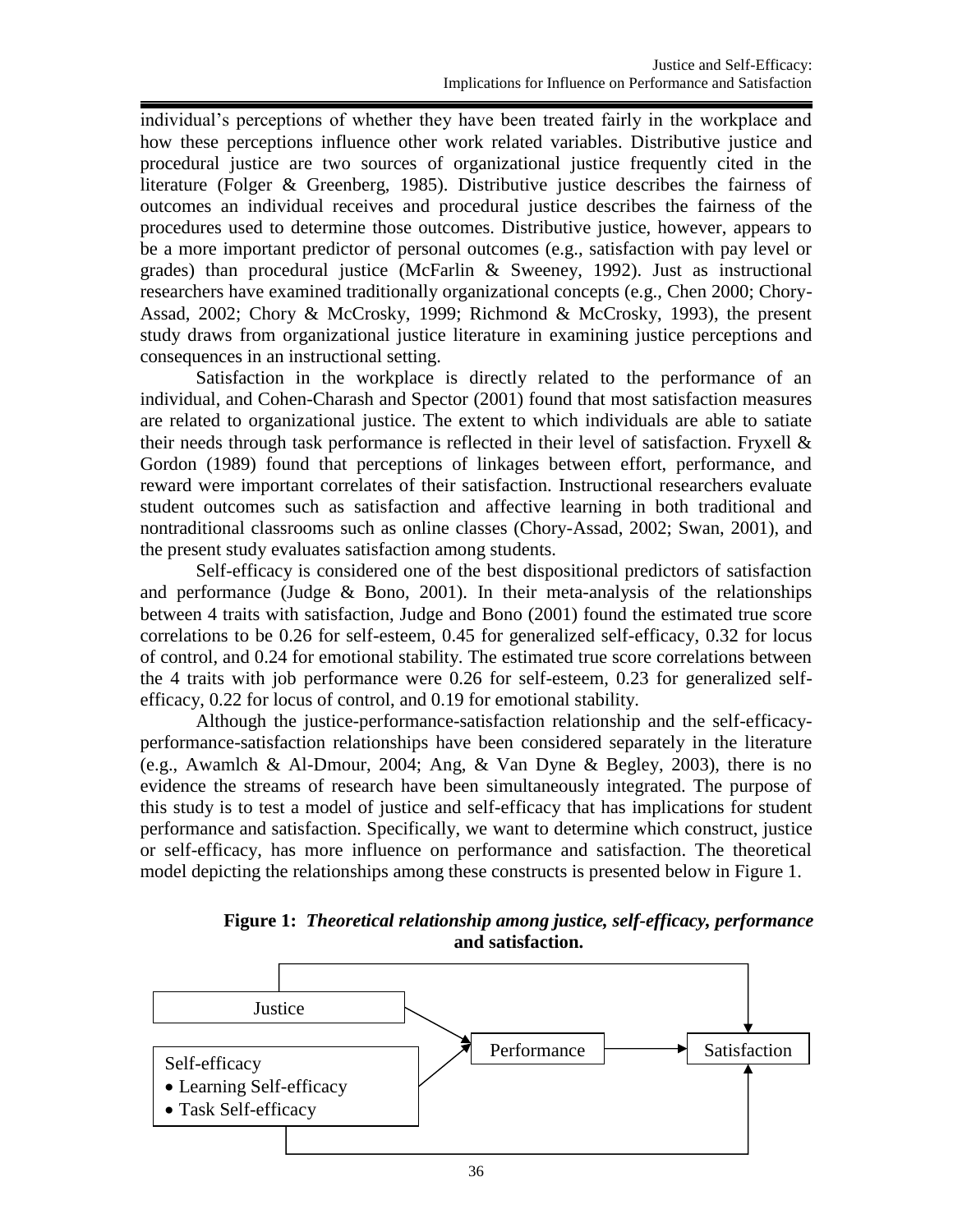individual's perceptions of whether they have been treated fairly in the workplace and how these perceptions influence other work related variables. Distributive justice and procedural justice are two sources of organizational justice frequently cited in the literature (Folger & Greenberg, 1985). Distributive justice describes the fairness of outcomes an individual receives and procedural justice describes the fairness of the procedures used to determine those outcomes. Distributive justice, however, appears to be a more important predictor of personal outcomes (e.g., satisfaction with pay level or grades) than procedural justice (McFarlin & Sweeney, 1992). Just as instructional researchers have examined traditionally organizational concepts (e.g., Chen 2000; Chory-Assad, 2002; Chory & McCrosky, 1999; Richmond & McCrosky, 1993), the present study draws from organizational justice literature in examining justice perceptions and consequences in an instructional setting.

Satisfaction in the workplace is directly related to the performance of an individual, and Cohen-Charash and Spector (2001) found that most satisfaction measures are related to organizational justice. The extent to which individuals are able to satiate their needs through task performance is reflected in their level of satisfaction. Fryxell & Gordon (1989) found that perceptions of linkages between effort, performance, and reward were important correlates of their satisfaction. Instructional researchers evaluate student outcomes such as satisfaction and affective learning in both traditional and nontraditional classrooms such as online classes (Chory-Assad, 2002; Swan, 2001), and the present study evaluates satisfaction among students.

Self-efficacy is considered one of the best dispositional predictors of satisfaction and performance (Judge & Bono, 2001). In their meta-analysis of the relationships between 4 traits with satisfaction, Judge and Bono (2001) found the estimated true score correlations to be 0.26 for self-esteem, 0.45 for generalized self-efficacy, 0.32 for locus of control, and 0.24 for emotional stability. The estimated true score correlations between the 4 traits with job performance were 0.26 for self-esteem, 0.23 for generalized self-efficacy, 0.22 for locus of control, and 0.19 for emotional stability.

Although the justice-performance-satisfaction relationship and the self-efficacy-performance-satisfaction relationships have been considered separately in the literature (e.g., Awamlch & Al-Dmour, 2004; Ang, & Van Dyne & Begley, 2003), there is no evidence the streams of research have been simultaneously integrated. The purpose of this study is to test a model of justice and self-efficacy that has implications for student performance and satisfaction. Specifically, we want to determine which construct, justice or self-efficacy, has more influence on performance and satisfaction. The theoretical model depicting the relationships among these constructs is presented below in Figure 1.

**Figure 1:** ***Theoretical relationship among justice, self-efficacy, performance*** **and satisfaction.**

Justice

Self-efficacy
- Learning Self-efficacy
- Task Self-efficacy

Performance

Satisfaction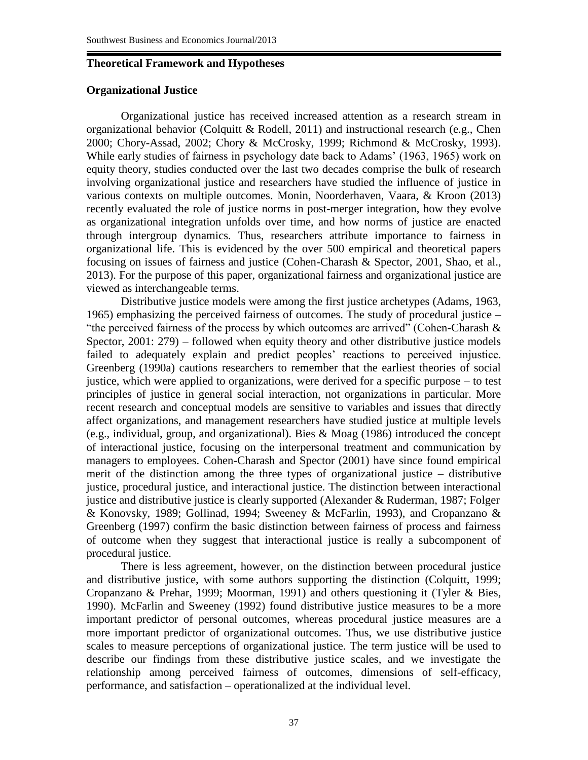## Theoretical Framework and Hypotheses

### Organizational Justice

Organizational justice has received increased attention as a research stream in organizational behavior (Colquitt & Rodell, 2011) and instructional research (e.g., Chen 2000; Chory-Assad, 2002; Chory & McCrosky, 1999; Richmond & McCrosky, 1993). While early studies of fairness in psychology date back to Adams' (1963, 1965) work on equity theory, studies conducted over the last two decades comprise the bulk of research involving organizational justice and researchers have studied the influence of justice in various contexts on multiple outcomes. Monin, Noorderhaven, Vaara, & Kroon (2013) recently evaluated the role of justice norms in post-merger integration, how they evolve as organizational integration unfolds over time, and how norms of justice are enacted through intergroup dynamics. Thus, researchers attribute importance to fairness in organizational life. This is evidenced by the over 500 empirical and theoretical papers focusing on issues of fairness and justice (Cohen-Charash & Spector, 2001, Shao, et al., 2013). For the purpose of this paper, organizational fairness and organizational justice are viewed as interchangeable terms.

Distributive justice models were among the first justice archetypes (Adams, 1963, 1965) emphasizing the perceived fairness of outcomes. The study of procedural justice – "the perceived fairness of the process by which outcomes are arrived" (Cohen-Charash & Spector, 2001: 279) – followed when equity theory and other distributive justice models failed to adequately explain and predict peoples' reactions to perceived injustice. Greenberg (1990a) cautions researchers to remember that the earliest theories of social justice, which were applied to organizations, were derived for a specific purpose – to test principles of justice in general social interaction, not organizations in particular. More recent research and conceptual models are sensitive to variables and issues that directly affect organizations, and management researchers have studied justice at multiple levels (e.g., individual, group, and organizational). Bies & Moag (1986) introduced the concept of interactional justice, focusing on the interpersonal treatment and communication by managers to employees. Cohen-Charash and Spector (2001) have since found empirical merit of the distinction among the three types of organizational justice – distributive justice, procedural justice, and interactional justice. The distinction between interactional justice and distributive justice is clearly supported (Alexander & Ruderman, 1987; Folger & Konovsky, 1989; Gollinad, 1994; Sweeney & McFarlin, 1993), and Cropanzano & Greenberg (1997) confirm the basic distinction between fairness of process and fairness of outcome when they suggest that interactional justice is really a subcomponent of procedural justice.

There is less agreement, however, on the distinction between procedural justice and distributive justice, with some authors supporting the distinction (Colquitt, 1999; Cropanzano & Prehar, 1999; Moorman, 1991) and others questioning it (Tyler & Bies, 1990). McFarlin and Sweeney (1992) found distributive justice measures to be a more important predictor of personal outcomes, whereas procedural justice measures are a more important predictor of organizational outcomes. Thus, we use distributive justice scales to measure perceptions of organizational justice. The term justice will be used to describe our findings from these distributive justice scales, and we investigate the relationship among perceived fairness of outcomes, dimensions of self-efficacy, performance, and satisfaction – operationalized at the individual level.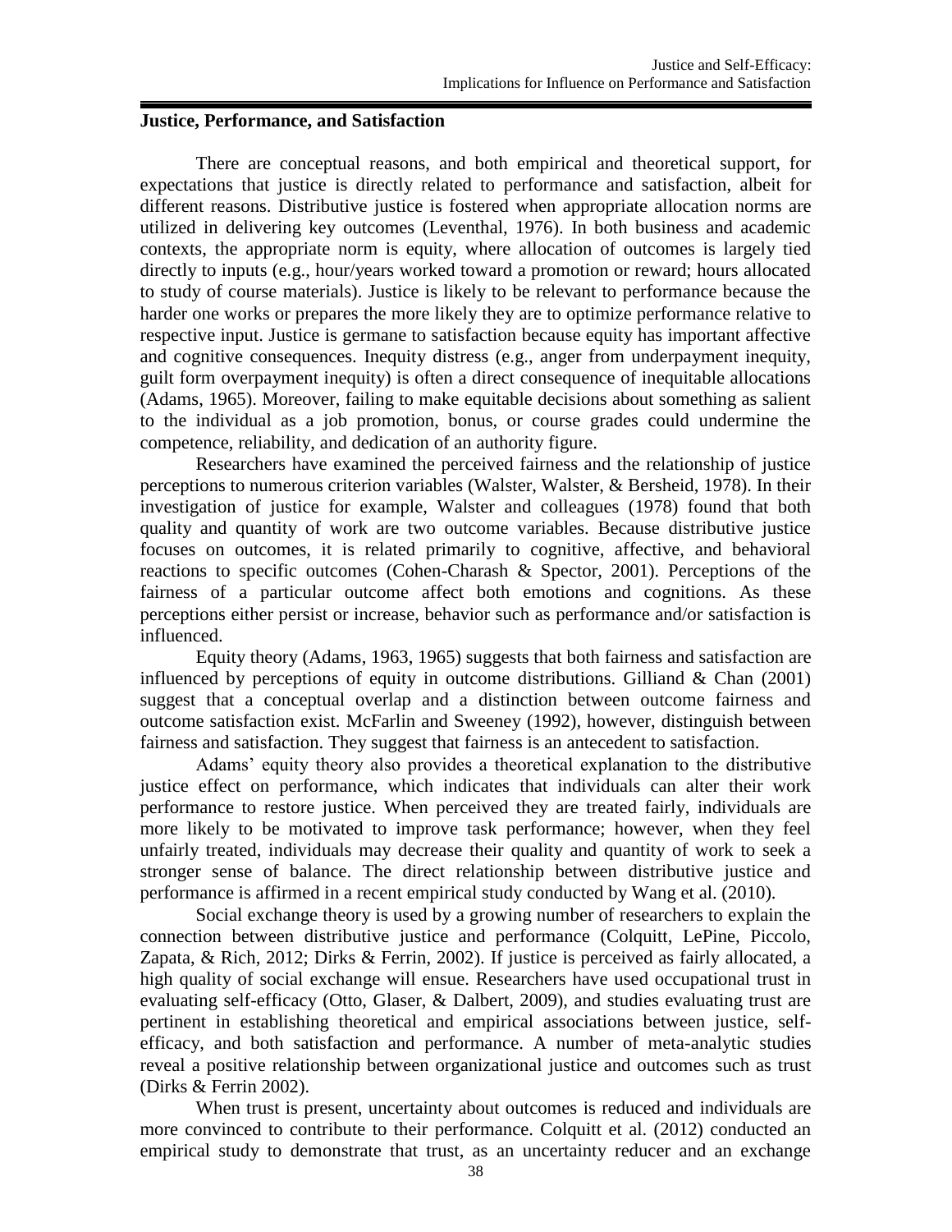## Justice, Performance, and Satisfaction

There are conceptual reasons, and both empirical and theoretical support, for expectations that justice is directly related to performance and satisfaction, albeit for different reasons. Distributive justice is fostered when appropriate allocation norms are utilized in delivering key outcomes (Leventhal, 1976). In both business and academic contexts, the appropriate norm is equity, where allocation of outcomes is largely tied directly to inputs (e.g., hour/years worked toward a promotion or reward; hours allocated to study of course materials). Justice is likely to be relevant to performance because the harder one works or prepares the more likely they are to optimize performance relative to respective input. Justice is germane to satisfaction because equity has important affective and cognitive consequences. Inequity distress (e.g., anger from underpayment inequity, guilt form overpayment inequity) is often a direct consequence of inequitable allocations (Adams, 1965). Moreover, failing to make equitable decisions about something as salient to the individual as a job promotion, bonus, or course grades could undermine the competence, reliability, and dedication of an authority figure.

Researchers have examined the perceived fairness and the relationship of justice perceptions to numerous criterion variables (Walster, Walster, & Bersheid, 1978). In their investigation of justice for example, Walster and colleagues (1978) found that both quality and quantity of work are two outcome variables. Because distributive justice focuses on outcomes, it is related primarily to cognitive, affective, and behavioral reactions to specific outcomes (Cohen-Charash & Spector, 2001). Perceptions of the fairness of a particular outcome affect both emotions and cognitions. As these perceptions either persist or increase, behavior such as performance and/or satisfaction is influenced.

Equity theory (Adams, 1963, 1965) suggests that both fairness and satisfaction are influenced by perceptions of equity in outcome distributions. Gilliand & Chan (2001) suggest that a conceptual overlap and a distinction between outcome fairness and outcome satisfaction exist. McFarlin and Sweeney (1992), however, distinguish between fairness and satisfaction. They suggest that fairness is an antecedent to satisfaction.

Adams' equity theory also provides a theoretical explanation to the distributive justice effect on performance, which indicates that individuals can alter their work performance to restore justice. When perceived they are treated fairly, individuals are more likely to be motivated to improve task performance; however, when they feel unfairly treated, individuals may decrease their quality and quantity of work to seek a stronger sense of balance. The direct relationship between distributive justice and performance is affirmed in a recent empirical study conducted by Wang et al. (2010).

Social exchange theory is used by a growing number of researchers to explain the connection between distributive justice and performance (Colquitt, LePine, Piccolo, Zapata, & Rich, 2012; Dirks & Ferrin, 2002). If justice is perceived as fairly allocated, a high quality of social exchange will ensue. Researchers have used occupational trust in evaluating self-efficacy (Otto, Glaser, & Dalbert, 2009), and studies evaluating trust are pertinent in establishing theoretical and empirical associations between justice, self-efficacy, and both satisfaction and performance. A number of meta-analytic studies reveal a positive relationship between organizational justice and outcomes such as trust (Dirks & Ferrin 2002).

When trust is present, uncertainty about outcomes is reduced and individuals are more convinced to contribute to their performance. Colquitt et al. (2012) conducted an empirical study to demonstrate that trust, as an uncertainty reducer and an exchange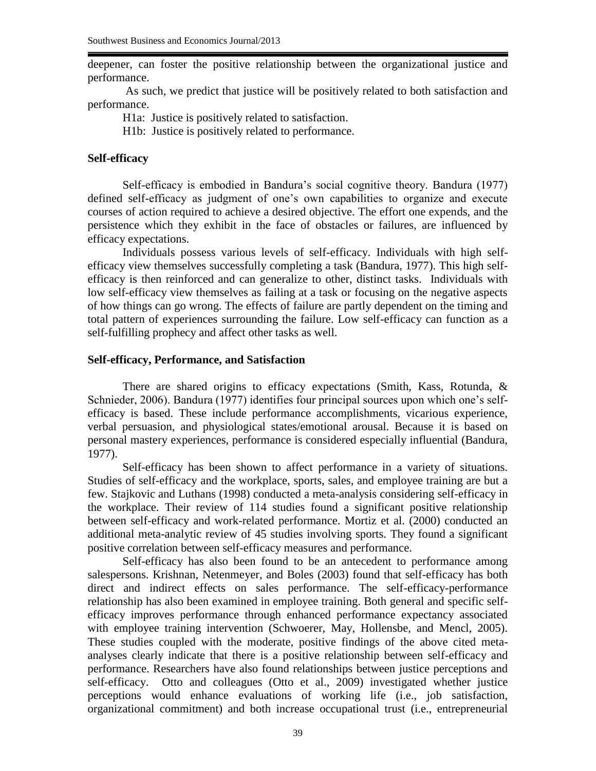deepener, can foster the positive relationship between the organizational justice and performance.

As such, we predict that justice will be positively related to both satisfaction and performance.

H1a: Justice is positively related to satisfaction.

H1b: Justice is positively related to performance.

## Self-efficacy

Self-efficacy is embodied in Bandura's social cognitive theory. Bandura (1977) defined self-efficacy as judgment of one's own capabilities to organize and execute courses of action required to achieve a desired objective. The effort one expends, and the persistence which they exhibit in the face of obstacles or failures, are influenced by efficacy expectations.

Individuals possess various levels of self-efficacy. Individuals with high self-efficacy view themselves successfully completing a task (Bandura, 1977). This high self-efficacy is then reinforced and can generalize to other, distinct tasks. Individuals with low self-efficacy view themselves as failing at a task or focusing on the negative aspects of how things can go wrong. The effects of failure are partly dependent on the timing and total pattern of experiences surrounding the failure. Low self-efficacy can function as a self-fulfilling prophecy and affect other tasks as well.

## Self-efficacy, Performance, and Satisfaction

There are shared origins to efficacy expectations (Smith, Kass, Rotunda, & Schnieder, 2006). Bandura (1977) identifies four principal sources upon which one's self-efficacy is based. These include performance accomplishments, vicarious experience, verbal persuasion, and physiological states/emotional arousal. Because it is based on personal mastery experiences, performance is considered especially influential (Bandura, 1977).

Self-efficacy has been shown to affect performance in a variety of situations. Studies of self-efficacy and the workplace, sports, sales, and employee training are but a few. Stajkovic and Luthans (1998) conducted a meta-analysis considering self-efficacy in the workplace. Their review of 114 studies found a significant positive relationship between self-efficacy and work-related performance. Mortiz et al. (2000) conducted an additional meta-analytic review of 45 studies involving sports. They found a significant positive correlation between self-efficacy measures and performance.

Self-efficacy has also been found to be an antecedent to performance among salespersons. Krishnan, Netenmeyer, and Boles (2003) found that self-efficacy has both direct and indirect effects on sales performance. The self-efficacy-performance relationship has also been examined in employee training. Both general and specific self-efficacy improves performance through enhanced performance expectancy associated with employee training intervention (Schwoerer, May, Hollensbe, and Mencl, 2005). These studies coupled with the moderate, positive findings of the above cited meta-analyses clearly indicate that there is a positive relationship between self-efficacy and performance. Researchers have also found relationships between justice perceptions and self-efficacy. Otto and colleagues (Otto et al., 2009) investigated whether justice perceptions would enhance evaluations of working life (i.e., job satisfaction, organizational commitment) and both increase occupational trust (i.e., entrepreneurial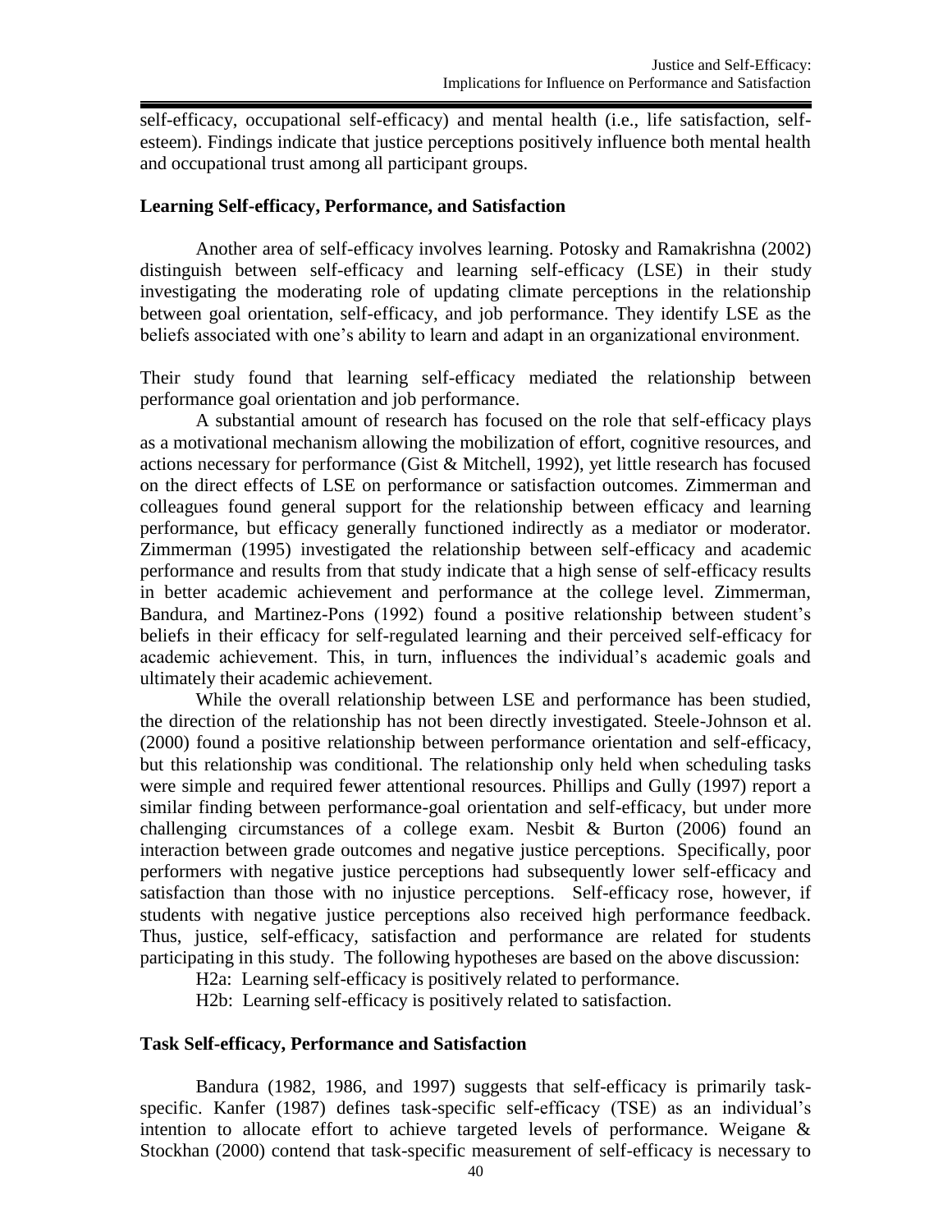self-efficacy, occupational self-efficacy) and mental health (i.e., life satisfaction, self-esteem). Findings indicate that justice perceptions positively influence both mental health and occupational trust among all participant groups.

### Learning Self-efficacy, Performance, and Satisfaction

Another area of self-efficacy involves learning. Potosky and Ramakrishna (2002) distinguish between self-efficacy and learning self-efficacy (LSE) in their study investigating the moderating role of updating climate perceptions in the relationship between goal orientation, self-efficacy, and job performance. They identify LSE as the beliefs associated with one's ability to learn and adapt in an organizational environment.

Their study found that learning self-efficacy mediated the relationship between performance goal orientation and job performance.

A substantial amount of research has focused on the role that self-efficacy plays as a motivational mechanism allowing the mobilization of effort, cognitive resources, and actions necessary for performance (Gist & Mitchell, 1992), yet little research has focused on the direct effects of LSE on performance or satisfaction outcomes. Zimmerman and colleagues found general support for the relationship between efficacy and learning performance, but efficacy generally functioned indirectly as a mediator or moderator. Zimmerman (1995) investigated the relationship between self-efficacy and academic performance and results from that study indicate that a high sense of self-efficacy results in better academic achievement and performance at the college level. Zimmerman, Bandura, and Martinez-Pons (1992) found a positive relationship between student's beliefs in their efficacy for self-regulated learning and their perceived self-efficacy for academic achievement. This, in turn, influences the individual's academic goals and ultimately their academic achievement.

While the overall relationship between LSE and performance has been studied, the direction of the relationship has not been directly investigated. Steele-Johnson et al. (2000) found a positive relationship between performance orientation and self-efficacy, but this relationship was conditional. The relationship only held when scheduling tasks were simple and required fewer attentional resources. Phillips and Gully (1997) report a similar finding between performance-goal orientation and self-efficacy, but under more challenging circumstances of a college exam. Nesbit & Burton (2006) found an interaction between grade outcomes and negative justice perceptions. Specifically, poor performers with negative justice perceptions had subsequently lower self-efficacy and satisfaction than those with no injustice perceptions. Self-efficacy rose, however, if students with negative justice perceptions also received high performance feedback. Thus, justice, self-efficacy, satisfaction and performance are related for students participating in this study. The following hypotheses are based on the above discussion:

H2a: Learning self-efficacy is positively related to performance.

H2b: Learning self-efficacy is positively related to satisfaction.

### Task Self-efficacy, Performance and Satisfaction

Bandura (1982, 1986, and 1997) suggests that self-efficacy is primarily task-specific. Kanfer (1987) defines task-specific self-efficacy (TSE) as an individual's intention to allocate effort to achieve targeted levels of performance. Weigane & Stockhan (2000) contend that task-specific measurement of self-efficacy is necessary to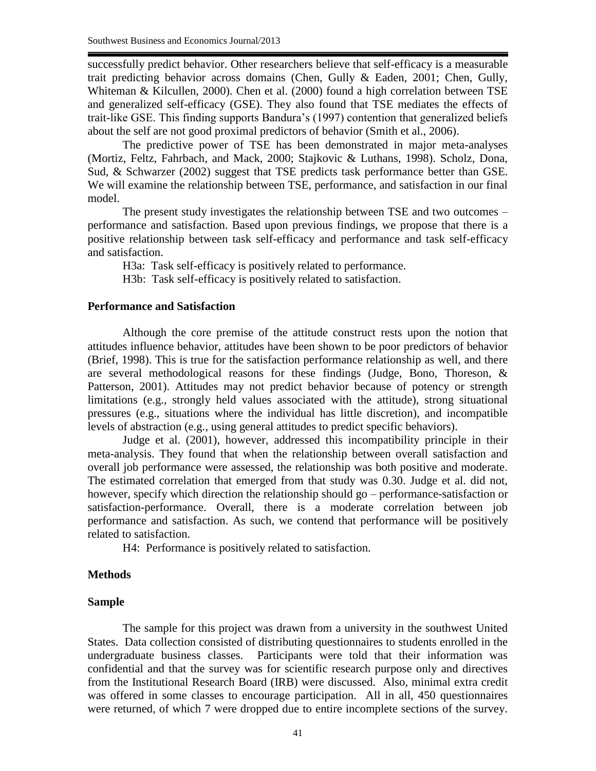successfully predict behavior. Other researchers believe that self-efficacy is a measurable trait predicting behavior across domains (Chen, Gully & Eaden, 2001; Chen, Gully, Whiteman & Kilcullen, 2000). Chen et al. (2000) found a high correlation between TSE and generalized self-efficacy (GSE). They also found that TSE mediates the effects of trait-like GSE. This finding supports Bandura's (1997) contention that generalized beliefs about the self are not good proximal predictors of behavior (Smith et al., 2006).

The predictive power of TSE has been demonstrated in major meta-analyses (Mortiz, Feltz, Fahrbach, and Mack, 2000; Stajkovic & Luthans, 1998). Scholz, Dona, Sud, & Schwarzer (2002) suggest that TSE predicts task performance better than GSE. We will examine the relationship between TSE, performance, and satisfaction in our final model.

The present study investigates the relationship between TSE and two outcomes – performance and satisfaction. Based upon previous findings, we propose that there is a positive relationship between task self-efficacy and performance and task self-efficacy and satisfaction.

H3a: Task self-efficacy is positively related to performance.

H3b: Task self-efficacy is positively related to satisfaction.

### Performance and Satisfaction

Although the core premise of the attitude construct rests upon the notion that attitudes influence behavior, attitudes have been shown to be poor predictors of behavior (Brief, 1998). This is true for the satisfaction performance relationship as well, and there are several methodological reasons for these findings (Judge, Bono, Thoreson, & Patterson, 2001). Attitudes may not predict behavior because of potency or strength limitations (e.g., strongly held values associated with the attitude), strong situational pressures (e.g., situations where the individual has little discretion), and incompatible levels of abstraction (e.g., using general attitudes to predict specific behaviors).

Judge et al. (2001), however, addressed this incompatibility principle in their meta-analysis. They found that when the relationship between overall satisfaction and overall job performance were assessed, the relationship was both positive and moderate. The estimated correlation that emerged from that study was 0.30. Judge et al. did not, however, specify which direction the relationship should go – performance-satisfaction or satisfaction-performance. Overall, there is a moderate correlation between job performance and satisfaction. As such, we contend that performance will be positively related to satisfaction.

H4: Performance is positively related to satisfaction.

## Methods

### Sample

The sample for this project was drawn from a university in the southwest United States. Data collection consisted of distributing questionnaires to students enrolled in the undergraduate business classes. Participants were told that their information was confidential and that the survey was for scientific research purpose only and directives from the Institutional Research Board (IRB) were discussed. Also, minimal extra credit was offered in some classes to encourage participation. All in all, 450 questionnaires were returned, of which 7 were dropped due to entire incomplete sections of the survey.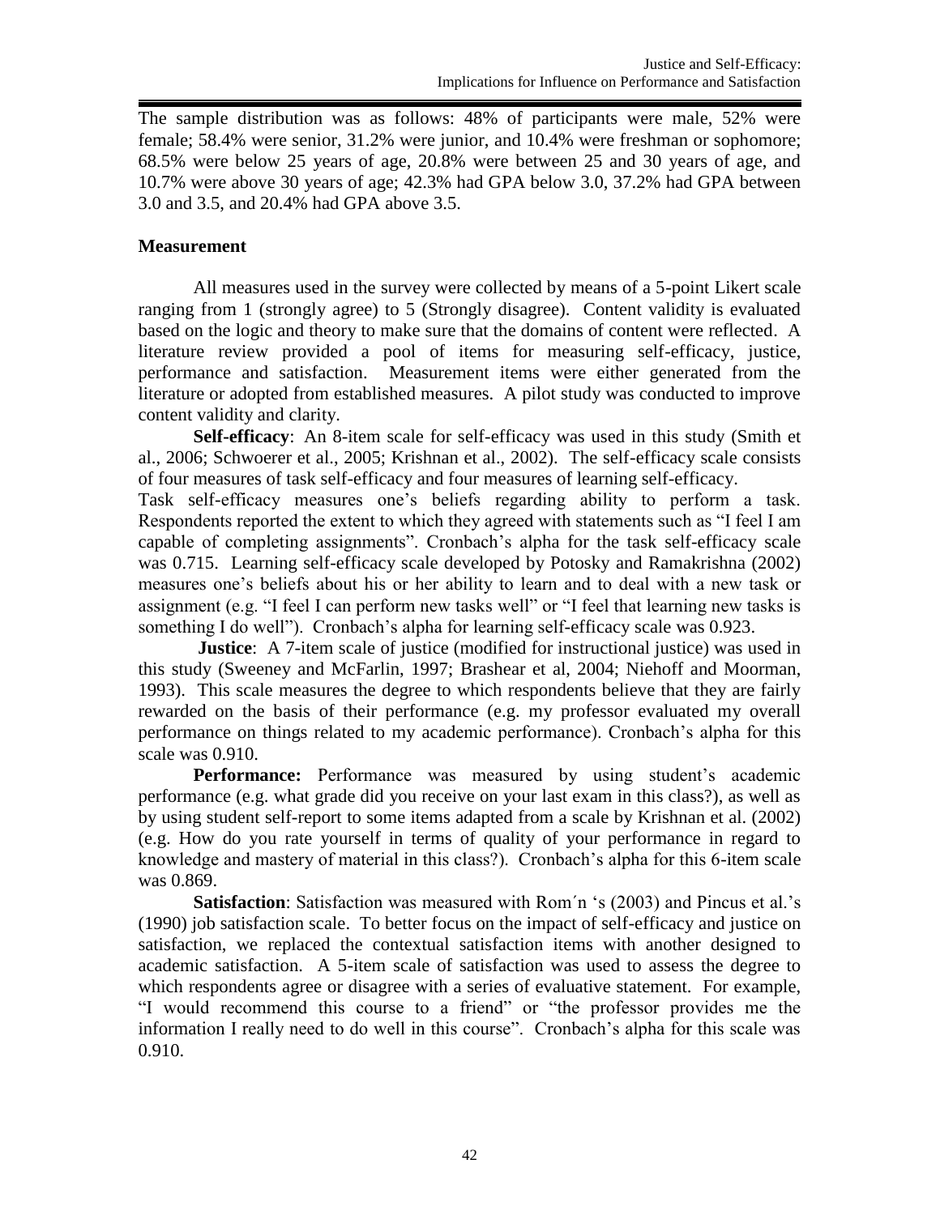The sample distribution was as follows: 48% of participants were male, 52% were female; 58.4% were senior, 31.2% were junior, and 10.4% were freshman or sophomore; 68.5% were below 25 years of age, 20.8% were between 25 and 30 years of age, and 10.7% were above 30 years of age; 42.3% had GPA below 3.0, 37.2% had GPA between 3.0 and 3.5, and 20.4% had GPA above 3.5.

## Measurement

All measures used in the survey were collected by means of a 5-point Likert scale ranging from 1 (strongly agree) to 5 (Strongly disagree). Content validity is evaluated based on the logic and theory to make sure that the domains of content were reflected. A literature review provided a pool of items for measuring self-efficacy, justice, performance and satisfaction. Measurement items were either generated from the literature or adopted from established measures. A pilot study was conducted to improve content validity and clarity.

**Self-efficacy**: An 8-item scale for self-efficacy was used in this study (Smith et al., 2006; Schwoerer et al., 2005; Krishnan et al., 2002). The self-efficacy scale consists of four measures of task self-efficacy and four measures of learning self-efficacy. Task self-efficacy measures one's beliefs regarding ability to perform a task. Respondents reported the extent to which they agreed with statements such as "I feel I am capable of completing assignments". Cronbach's alpha for the task self-efficacy scale was 0.715. Learning self-efficacy scale developed by Potosky and Ramakrishna (2002) measures one's beliefs about his or her ability to learn and to deal with a new task or assignment (e.g. "I feel I can perform new tasks well" or "I feel that learning new tasks is something I do well"). Cronbach's alpha for learning self-efficacy scale was 0.923.

**Justice**: A 7-item scale of justice (modified for instructional justice) was used in this study (Sweeney and McFarlin, 1997; Brashear et al, 2004; Niehoff and Moorman, 1993). This scale measures the degree to which respondents believe that they are fairly rewarded on the basis of their performance (e.g. my professor evaluated my overall performance on things related to my academic performance). Cronbach's alpha for this scale was 0.910.

**Performance:** Performance was measured by using student's academic performance (e.g. what grade did you receive on your last exam in this class?), as well as by using student self-report to some items adapted from a scale by Krishnan et al. (2002) (e.g. How do you rate yourself in terms of quality of your performance in regard to knowledge and mastery of material in this class?). Cronbach's alpha for this 6-item scale was 0.869.

**Satisfaction**: Satisfaction was measured with Rom´n 's (2003) and Pincus et al.'s (1990) job satisfaction scale. To better focus on the impact of self-efficacy and justice on satisfaction, we replaced the contextual satisfaction items with another designed to academic satisfaction. A 5-item scale of satisfaction was used to assess the degree to which respondents agree or disagree with a series of evaluative statement. For example, "I would recommend this course to a friend" or "the professor provides me the information I really need to do well in this course". Cronbach's alpha for this scale was 0.910.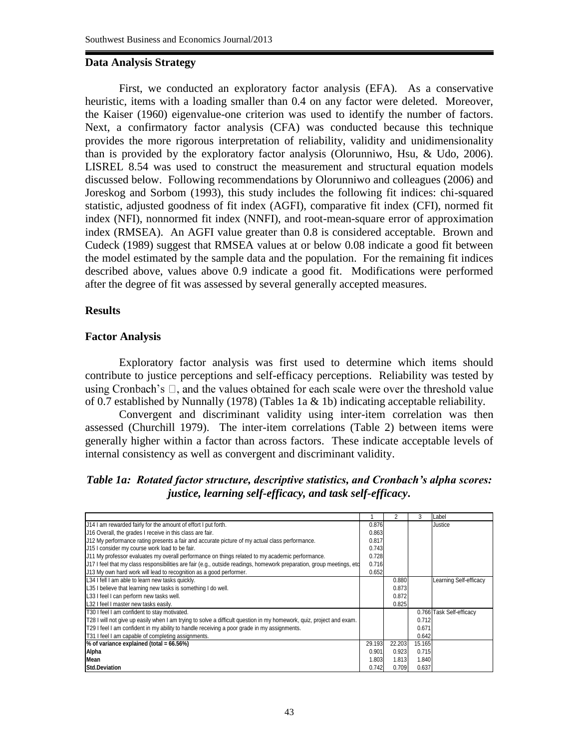## Data Analysis Strategy

First, we conducted an exploratory factor analysis (EFA). As a conservative heuristic, items with a loading smaller than 0.4 on any factor were deleted. Moreover, the Kaiser (1960) eigenvalue-one criterion was used to identify the number of factors. Next, a confirmatory factor analysis (CFA) was conducted because this technique provides the more rigorous interpretation of reliability, validity and unidimensionality than is provided by the exploratory factor analysis (Olorunniwo, Hsu, & Udo, 2006). LISREL 8.54 was used to construct the measurement and structural equation models discussed below. Following recommendations by Olorunniwo and colleagues (2006) and Joreskog and Sorbom (1993), this study includes the following fit indices: chi-squared statistic, adjusted goodness of fit index (AGFI), comparative fit index (CFI), normed fit index (NFI), nonnormed fit index (NNFI), and root-mean-square error of approximation index (RMSEA). An AGFI value greater than 0.8 is considered acceptable. Brown and Cudeck (1989) suggest that RMSEA values at or below 0.08 indicate a good fit between the model estimated by the sample data and the population. For the remaining fit indices described above, values above 0.9 indicate a good fit. Modifications were performed after the degree of fit was assessed by several generally accepted measures.

## Results

### Factor Analysis

Exploratory factor analysis was first used to determine which items should contribute to justice perceptions and self-efficacy perceptions. Reliability was tested by using Cronbach's α, and the values obtained for each scale were over the threshold value of 0.7 established by Nunnally (1978) (Tables 1a & 1b) indicating acceptable reliability.

Convergent and discriminant validity using inter-item correlation was then assessed (Churchill 1979). The inter-item correlations (Table 2) between items were generally higher within a factor than across factors. These indicate acceptable levels of internal consistency as well as convergent and discriminant validity.

***Table 1a: Rotated factor structure, descriptive statistics, and Cronbach's alpha scores: justice, learning self-efficacy, and task self-efficacy.***

| | 1 | 2 | 3 | Label |
|---|---|---|---|---|
| J14 I am rewarded fairly for the amount of effort I put forth. | 0.876 | | | Justice |
| J16 Overall, the grades I receive in this class are fair. | 0.863 | | | |
| J12 My performance rating presents a fair and accurate picture of my actual class performance. | 0.817 | | | |
| J15 I consider my course work load to be fair. | 0.743 | | | |
| J11 My professor evaluates my overall performance on things related to my academic performance. | 0.728 | | | |
| J17 I feel that my class responsibilities are fair (e.g., outside readings, homework preparation, group meetings, etc | 0.716 | | | |
| J13 My own hard work will lead to recognition as a good performer. | 0.652 | | | |
| L34 I fell I am able to learn new tasks quickly. | | 0.880 | | Learning Self-efficacy |
| L35 I believe that learning new tasks is something I do well. | | 0.873 | | |
| L33 I feel I can perform new tasks well. | | 0.872 | | |
| L32 I feel I master new tasks easily. | | 0.825 | | |
| T30 I feel I am confident to stay motivated. | | | 0.766 | Task Self-efficacy |
| T28 I will not give up easily when I am trying to solve a difficult question in my homework, quiz, project and exam. | | | 0.712 | |
| T29 I feel I am confident in my ability to handle receiving a poor grade in my assignments. | | | 0.671 | |
| T31 I feel I am capable of completing assignments. | | | 0.642 | |
| **% of variance explained (total = 66.56%)** | 29.193 | 22.203 | 15.165 | |
| **Alpha** | 0.901 | 0.923 | 0.715 | |
| **Mean** | 1.803 | 1.813 | 1.840 | |
| **Std.Deviation** | 0.742 | 0.709 | 0.637 | |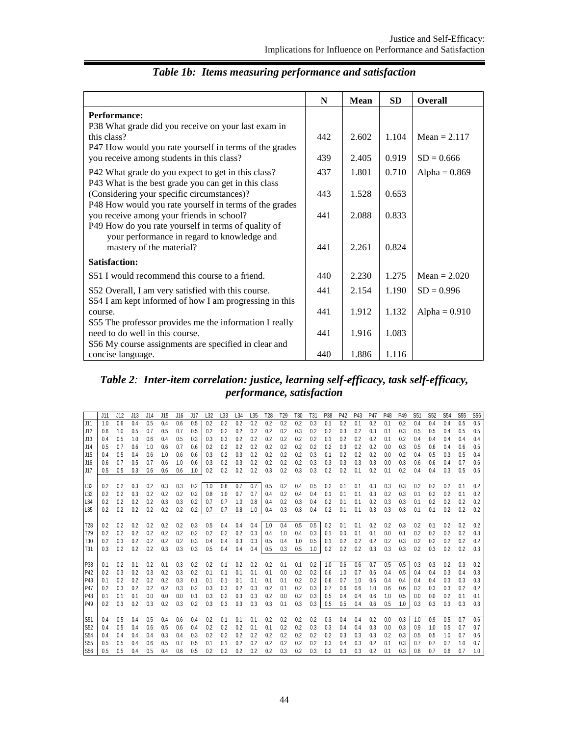## *Table 1b: Items measuring performance and satisfaction*

| | N | Mean | SD | Overall |
|---|---|---|---|---|
| **Performance:** | | | | |
| P38 What grade did you receive on your last exam in this class? | 442 | 2.602 | 1.104 | Mean = 2.117 |
| P47 How would you rate yourself in terms of the grades you receive among students in this class? | 439 | 2.405 | 0.919 | SD = 0.666 |
| P42 What grade do you expect to get in this class? | 437 | 1.801 | 0.710 | Alpha = 0.869 |
| P43 What is the best grade you can get in this class (Considering your specific circumstances)? | 443 | 1.528 | 0.653 | |
| P48 How would you rate yourself in terms of the grades you receive among your friends in school? | 441 | 2.088 | 0.833 | |
| P49 How do you rate yourself in terms of quality of your performance in regard to knowledge and mastery of the material? | 441 | 2.261 | 0.824 | |
| **Satisfaction:** | | | | |
| S51 I would recommend this course to a friend. | 440 | 2.230 | 1.275 | Mean = 2.020 |
| S52 Overall, I am very satisfied with this course. | 441 | 2.154 | 1.190 | SD = 0.996 |
| S54 I am kept informed of how I am progressing in this course. | 441 | 1.912 | 1.132 | Alpha = 0.910 |
| S55 The professor provides me the information I really need to do well in this course. | 441 | 1.916 | 1.083 | |
| S56 My course assignments are specified in clear and concise language. | 440 | 1.886 | 1.116 | |

## *Table 2: Inter-item correlation: justice, learning self-efficacy, task self-efficacy, performance, satisfaction*

| | J11 | J12 | J13 | J14 | J15 | J16 | J17 | L32 | L33 | L34 | L35 | T28 | T29 | T30 | T31 | P38 | P42 | P43 | P47 | P48 | P49 | S51 | S52 | S54 | S55 | S56 |
|---|---|---|---|---|---|---|---|---|---|---|---|---|---|---|---|---|---|---|---|---|---|---|---|---|---|---|
| J11 | 1.0 | 0.6 | 0.4 | 0.5 | 0.4 | 0.6 | 0.5 | 0.2 | 0.2 | 0.2 | 0.2 | 0.2 | 0.2 | 0.2 | 0.3 | 0.1 | 0.2 | 0.1 | 0.2 | 0.1 | 0.2 | 0.4 | 0.4 | 0.4 | 0.5 | 0.5 |
| J12 | 0.6 | 1.0 | 0.5 | 0.7 | 0.5 | 0.7 | 0.5 | 0.2 | 0.2 | 0.2 | 0.2 | 0.2 | 0.2 | 0.3 | 0.2 | 0.2 | 0.3 | 0.2 | 0.3 | 0.1 | 0.3 | 0.5 | 0.5 | 0.4 | 0.5 | 0.5 |
| J13 | 0.4 | 0.5 | 1.0 | 0.6 | 0.4 | 0.5 | 0.3 | 0.3 | 0.3 | 0.2 | 0.2 | 0.2 | 0.2 | 0.2 | 0.2 | 0.1 | 0.2 | 0.2 | 0.2 | 0.1 | 0.2 | 0.4 | 0.4 | 0.4 | 0.4 | 0.4 |
| J14 | 0.5 | 0.7 | 0.6 | 1.0 | 0.6 | 0.7 | 0.6 | 0.2 | 0.2 | 0.2 | 0.2 | 0.2 | 0.2 | 0.2 | 0.2 | 0.2 | 0.3 | 0.2 | 0.2 | 0.0 | 0.3 | 0.5 | 0.6 | 0.4 | 0.6 | 0.5 |
| J15 | 0.4 | 0.5 | 0.4 | 0.6 | 1.0 | 0.6 | 0.6 | 0.3 | 0.2 | 0.3 | 0.2 | 0.2 | 0.2 | 0.2 | 0.3 | 0.1 | 0.2 | 0.2 | 0.2 | 0.0 | 0.2 | 0.4 | 0.5 | 0.3 | 0.5 | 0.4 |
| J16 | 0.6 | 0.7 | 0.5 | 0.7 | 0.6 | 1.0 | 0.6 | 0.3 | 0.2 | 0.3 | 0.2 | 0.2 | 0.2 | 0.2 | 0.3 | 0.3 | 0.3 | 0.3 | 0.3 | 0.0 | 0.3 | 0.6 | 0.6 | 0.4 | 0.7 | 0.6 |
| J17 | 0.5 | 0.5 | 0.3 | 0.6 | 0.6 | 0.6 | 1.0 | 0.2 | 0.2 | 0.2 | 0.2 | 0.3 | 0.2 | 0.3 | 0.3 | 0.2 | 0.2 | 0.1 | 0.2 | 0.1 | 0.2 | 0.4 | 0.4 | 0.3 | 0.5 | 0.5 |
| L32 | 0.2 | 0.2 | 0.3 | 0.2 | 0.3 | 0.3 | 0.2 | 1.0 | 0.8 | 0.7 | 0.7 | 0.5 | 0.2 | 0.4 | 0.5 | 0.2 | 0.1 | 0.1 | 0.3 | 0.3 | 0.3 | 0.2 | 0.2 | 0.2 | 0.1 | 0.2 |
| L33 | 0.2 | 0.2 | 0.3 | 0.2 | 0.2 | 0.2 | 0.2 | 0.8 | 1.0 | 0.7 | 0.7 | 0.4 | 0.2 | 0.4 | 0.4 | 0.1 | 0.1 | 0.1 | 0.3 | 0.2 | 0.3 | 0.1 | 0.2 | 0.2 | 0.1 | 0.2 |
| L34 | 0.2 | 0.2 | 0.2 | 0.2 | 0.3 | 0.3 | 0.2 | 0.7 | 0.7 | 1.0 | 0.8 | 0.4 | 0.2 | 0.3 | 0.4 | 0.2 | 0.1 | 0.1 | 0.2 | 0.3 | 0.3 | 0.1 | 0.2 | 0.2 | 0.2 | 0.2 |
| L35 | 0.2 | 0.2 | 0.2 | 0.2 | 0.2 | 0.2 | 0.2 | 0.7 | 0.7 | 0.8 | 1.0 | 0.4 | 0.3 | 0.3 | 0.4 | 0.2 | 0.1 | 0.1 | 0.3 | 0.3 | 0.3 | 0.1 | 0.1 | 0.2 | 0.2 | 0.2 |
| T28 | 0.2 | 0.2 | 0.2 | 0.2 | 0.2 | 0.2 | 0.3 | 0.5 | 0.4 | 0.4 | 0.4 | 1.0 | 0.4 | 0.5 | 0.5 | 0.2 | 0.1 | 0.1 | 0.2 | 0.2 | 0.3 | 0.2 | 0.1 | 0.2 | 0.2 | 0.2 |
| T29 | 0.2 | 0.2 | 0.2 | 0.2 | 0.2 | 0.2 | 0.2 | 0.2 | 0.2 | 0.2 | 0.3 | 0.4 | 1.0 | 0.4 | 0.3 | 0.1 | 0.0 | 0.1 | 0.1 | 0.0 | 0.1 | 0.2 | 0.2 | 0.2 | 0.2 | 0.3 |
| T30 | 0.2 | 0.3 | 0.2 | 0.2 | 0.2 | 0.2 | 0.3 | 0.4 | 0.4 | 0.3 | 0.3 | 0.5 | 0.4 | 1.0 | 0.5 | 0.1 | 0.2 | 0.2 | 0.2 | 0.2 | 0.3 | 0.2 | 0.2 | 0.2 | 0.2 | 0.2 |
| T31 | 0.3 | 0.2 | 0.2 | 0.2 | 0.3 | 0.3 | 0.3 | 0.5 | 0.4 | 0.4 | 0.4 | 0.5 | 0.3 | 0.5 | 1.0 | 0.2 | 0.2 | 0.2 | 0.3 | 0.3 | 0.3 | 0.2 | 0.3 | 0.2 | 0.2 | 0.3 |
| P38 | 0.1 | 0.2 | 0.1 | 0.2 | 0.1 | 0.3 | 0.2 | 0.2 | 0.1 | 0.2 | 0.2 | 0.2 | 0.1 | 0.1 | 0.2 | 1.0 | 0.6 | 0.6 | 0.7 | 0.5 | 0.5 | 0.3 | 0.3 | 0.2 | 0.3 | 0.2 |
| P42 | 0.2 | 0.3 | 0.2 | 0.3 | 0.2 | 0.3 | 0.2 | 0.1 | 0.1 | 0.1 | 0.1 | 0.1 | 0.0 | 0.2 | 0.2 | 0.6 | 1.0 | 0.7 | 0.6 | 0.4 | 0.5 | 0.4 | 0.4 | 0.3 | 0.4 | 0.3 |
| P43 | 0.1 | 0.2 | 0.2 | 0.2 | 0.2 | 0.3 | 0.1 | 0.1 | 0.1 | 0.1 | 0.1 | 0.1 | 0.1 | 0.2 | 0.2 | 0.6 | 0.7 | 1.0 | 0.6 | 0.4 | 0.4 | 0.4 | 0.4 | 0.3 | 0.3 | 0.3 |
| P47 | 0.2 | 0.3 | 0.2 | 0.2 | 0.2 | 0.3 | 0.2 | 0.3 | 0.3 | 0.2 | 0.3 | 0.2 | 0.1 | 0.2 | 0.3 | 0.7 | 0.6 | 0.6 | 1.0 | 0.6 | 0.6 | 0.2 | 0.3 | 0.3 | 0.2 | 0.2 |
| P48 | 0.1 | 0.1 | 0.1 | 0.0 | 0.0 | 0.0 | 0.1 | 0.3 | 0.2 | 0.3 | 0.3 | 0.2 | 0.0 | 0.2 | 0.3 | 0.5 | 0.4 | 0.4 | 0.6 | 1.0 | 0.5 | 0.0 | 0.0 | 0.2 | 0.1 | 0.1 |
| P49 | 0.2 | 0.3 | 0.2 | 0.3 | 0.2 | 0.3 | 0.2 | 0.3 | 0.3 | 0.3 | 0.3 | 0.3 | 0.1 | 0.3 | 0.3 | 0.5 | 0.5 | 0.4 | 0.6 | 0.5 | 1.0 | 0.3 | 0.3 | 0.3 | 0.3 | 0.3 |
| S51 | 0.4 | 0.5 | 0.4 | 0.5 | 0.4 | 0.6 | 0.4 | 0.2 | 0.1 | 0.1 | 0.1 | 0.2 | 0.2 | 0.2 | 0.2 | 0.3 | 0.4 | 0.4 | 0.2 | 0.0 | 0.3 | 1.0 | 0.9 | 0.5 | 0.7 | 0.6 |
| S52 | 0.4 | 0.5 | 0.4 | 0.6 | 0.5 | 0.6 | 0.4 | 0.2 | 0.2 | 0.2 | 0.1 | 0.1 | 0.2 | 0.2 | 0.3 | 0.3 | 0.4 | 0.4 | 0.3 | 0.0 | 0.3 | 0.9 | 1.0 | 0.5 | 0.7 | 0.7 |
| S54 | 0.4 | 0.4 | 0.4 | 0.4 | 0.3 | 0.4 | 0.3 | 0.2 | 0.2 | 0.2 | 0.2 | 0.2 | 0.2 | 0.2 | 0.2 | 0.2 | 0.3 | 0.3 | 0.3 | 0.2 | 0.3 | 0.5 | 0.5 | 1.0 | 0.7 | 0.6 |
| S55 | 0.5 | 0.5 | 0.4 | 0.6 | 0.5 | 0.7 | 0.5 | 0.1 | 0.1 | 0.2 | 0.2 | 0.2 | 0.2 | 0.2 | 0.2 | 0.3 | 0.4 | 0.3 | 0.2 | 0.1 | 0.3 | 0.7 | 0.7 | 0.7 | 1.0 | 0.7 |
| S56 | 0.5 | 0.5 | 0.4 | 0.5 | 0.4 | 0.6 | 0.5 | 0.2 | 0.2 | 0.2 | 0.2 | 0.2 | 0.3 | 0.2 | 0.3 | 0.2 | 0.3 | 0.3 | 0.2 | 0.1 | 0.3 | 0.6 | 0.7 | 0.6 | 0.7 | 1.0 |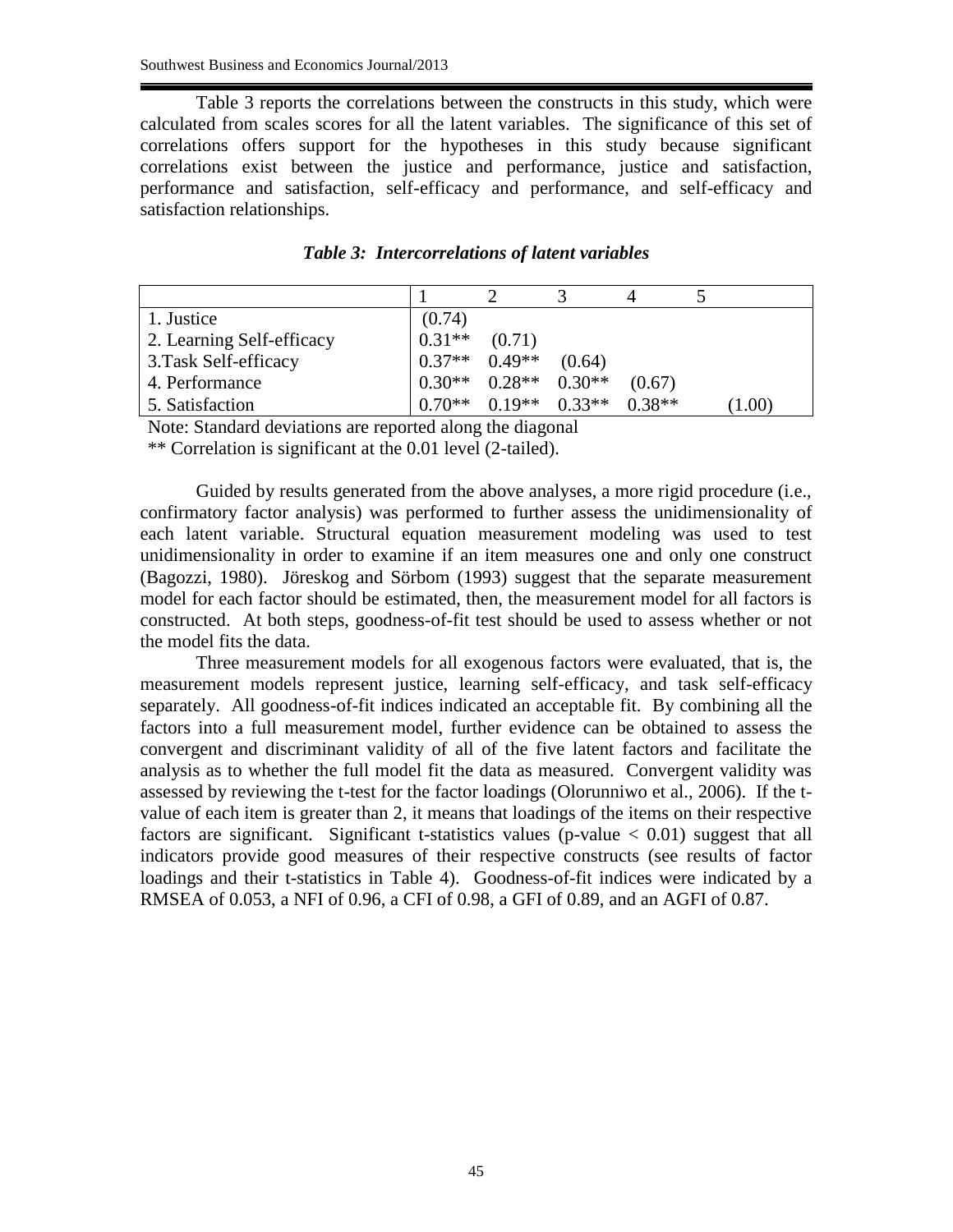Table 3 reports the correlations between the constructs in this study, which were calculated from scales scores for all the latent variables. The significance of this set of correlations offers support for the hypotheses in this study because significant correlations exist between the justice and performance, justice and satisfaction, performance and satisfaction, self-efficacy and performance, and self-efficacy and satisfaction relationships.

***Table 3: Intercorrelations of latent variables***

| | 1 | 2 | 3 | 4 | 5 |
|---|---|---|---|---|---|
| 1. Justice | (0.74) | | | | |
| 2. Learning Self-efficacy | 0.31** | (0.71) | | | |
| 3.Task Self-efficacy | 0.37** | 0.49** | (0.64) | | |
| 4. Performance | 0.30** | 0.28** | 0.30** | (0.67) | |
| 5. Satisfaction | 0.70** | 0.19** | 0.33** | 0.38** | (1.00) |

Note: Standard deviations are reported along the diagonal

** Correlation is significant at the 0.01 level (2-tailed).

Guided by results generated from the above analyses, a more rigid procedure (i.e., confirmatory factor analysis) was performed to further assess the unidimensionality of each latent variable. Structural equation measurement modeling was used to test unidimensionality in order to examine if an item measures one and only one construct (Bagozzi, 1980). Jöreskog and Sörbom (1993) suggest that the separate measurement model for each factor should be estimated, then, the measurement model for all factors is constructed. At both steps, goodness-of-fit test should be used to assess whether or not the model fits the data.

Three measurement models for all exogenous factors were evaluated, that is, the measurement models represent justice, learning self-efficacy, and task self-efficacy separately. All goodness-of-fit indices indicated an acceptable fit. By combining all the factors into a full measurement model, further evidence can be obtained to assess the convergent and discriminant validity of all of the five latent factors and facilitate the analysis as to whether the full model fit the data as measured. Convergent validity was assessed by reviewing the t-test for the factor loadings (Olorunniwo et al., 2006). If the t-value of each item is greater than 2, it means that loadings of the items on their respective factors are significant. Significant t-statistics values (p-value $< 0.01$) suggest that all indicators provide good measures of their respective constructs (see results of factor loadings and their t-statistics in Table 4). Goodness-of-fit indices were indicated by a RMSEA of 0.053, a NFI of 0.96, a CFI of 0.98, a GFI of 0.89, and an AGFI of 0.87.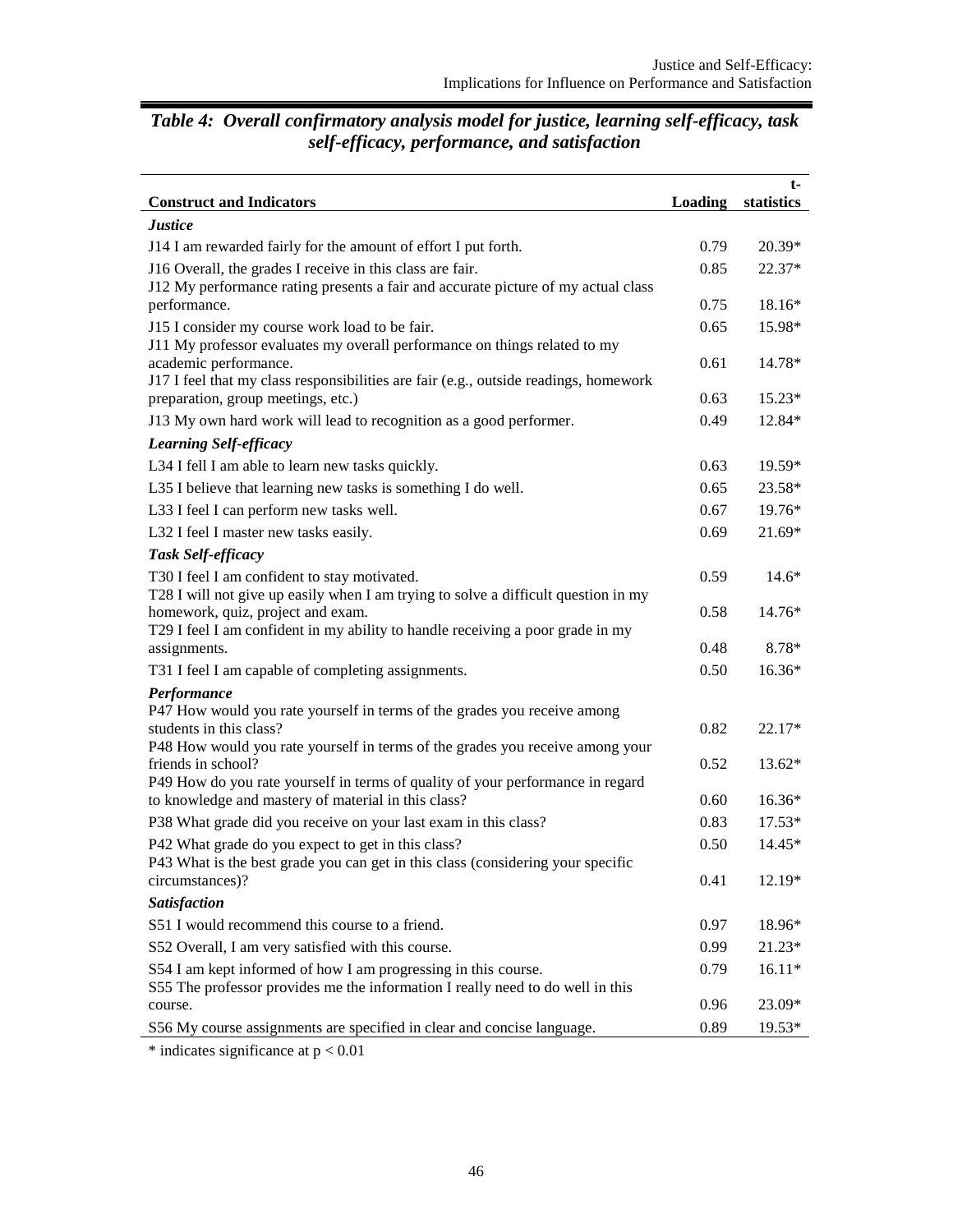### *Table 4: Overall confirmatory analysis model for justice, learning self-efficacy, task self-efficacy, performance, and satisfaction*

| Construct and Indicators | Loading | t-statistics |
|---|---|---|
| ***Justice*** | | |
| J14 I am rewarded fairly for the amount of effort I put forth. | 0.79 | 20.39* |
| J16 Overall, the grades I receive in this class are fair. | 0.85 | 22.37* |
| J12 My performance rating presents a fair and accurate picture of my actual class performance. | 0.75 | 18.16* |
| J15 I consider my course work load to be fair. | 0.65 | 15.98* |
| J11 My professor evaluates my overall performance on things related to my academic performance. | 0.61 | 14.78* |
| J17 I feel that my class responsibilities are fair (e.g., outside readings, homework preparation, group meetings, etc.) | 0.63 | 15.23* |
| J13 My own hard work will lead to recognition as a good performer. | 0.49 | 12.84* |
| ***Learning Self-efficacy*** | | |
| L34 I fell I am able to learn new tasks quickly. | 0.63 | 19.59* |
| L35 I believe that learning new tasks is something I do well. | 0.65 | 23.58* |
| L33 I feel I can perform new tasks well. | 0.67 | 19.76* |
| L32 I feel I master new tasks easily. | 0.69 | 21.69* |
| ***Task Self-efficacy*** | | |
| T30 I feel I am confident to stay motivated. | 0.59 | 14.6* |
| T28 I will not give up easily when I am trying to solve a difficult question in my homework, quiz, project and exam. | 0.58 | 14.76* |
| T29 I feel I am confident in my ability to handle receiving a poor grade in my assignments. | 0.48 | 8.78* |
| T31 I feel I am capable of completing assignments. | 0.50 | 16.36* |
| ***Performance*** | | |
| P47 How would you rate yourself in terms of the grades you receive among students in this class? | 0.82 | 22.17* |
| P48 How would you rate yourself in terms of the grades you receive among your friends in school? | 0.52 | 13.62* |
| P49 How do you rate yourself in terms of quality of your performance in regard to knowledge and mastery of material in this class? | 0.60 | 16.36* |
| P38 What grade did you receive on your last exam in this class? | 0.83 | 17.53* |
| P42 What grade do you expect to get in this class? | 0.50 | 14.45* |
| P43 What is the best grade you can get in this class (considering your specific circumstances)? | 0.41 | 12.19* |
| ***Satisfaction*** | | |
| S51 I would recommend this course to a friend. | 0.97 | 18.96* |
| S52 Overall, I am very satisfied with this course. | 0.99 | 21.23* |
| S54 I am kept informed of how I am progressing in this course. | 0.79 | 16.11* |
| S55 The professor provides me the information I really need to do well in this course. | 0.96 | 23.09* |
| S56 My course assignments are specified in clear and concise language. | 0.89 | 19.53* |

* indicates significance at $p < 0.01$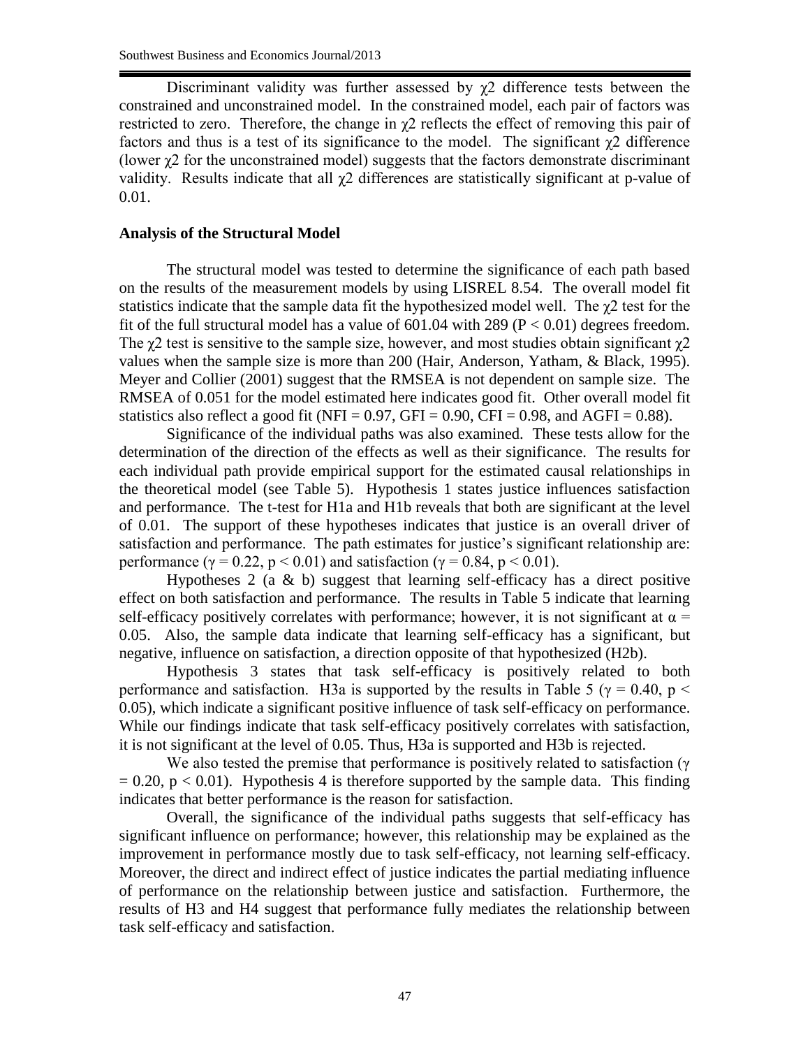Discriminant validity was further assessed by $\chi 2$ difference tests between the constrained and unconstrained model. In the constrained model, each pair of factors was restricted to zero. Therefore, the change in $\chi 2$ reflects the effect of removing this pair of factors and thus is a test of its significance to the model. The significant $\chi 2$ difference (lower $\chi 2$ for the unconstrained model) suggests that the factors demonstrate discriminant validity. Results indicate that all $\chi 2$ differences are statistically significant at p-value of 0.01.

**Analysis of the Structural Model**

The structural model was tested to determine the significance of each path based on the results of the measurement models by using LISREL 8.54. The overall model fit statistics indicate that the sample data fit the hypothesized model well. The $\chi 2$ test for the fit of the full structural model has a value of 601.04 with 289 ($P < 0.01$) degrees freedom. The $\chi 2$ test is sensitive to the sample size, however, and most studies obtain significant $\chi 2$ values when the sample size is more than 200 (Hair, Anderson, Yatham, & Black, 1995). Meyer and Collier (2001) suggest that the RMSEA is not dependent on sample size. The RMSEA of 0.051 for the model estimated here indicates good fit. Other overall model fit statistics also reflect a good fit (NFI = 0.97, GFI = 0.90, CFI = 0.98, and AGFI = 0.88).

Significance of the individual paths was also examined. These tests allow for the determination of the direction of the effects as well as their significance. The results for each individual path provide empirical support for the estimated causal relationships in the theoretical model (see Table 5). Hypothesis 1 states justice influences satisfaction and performance. The t-test for H1a and H1b reveals that both are significant at the level of 0.01. The support of these hypotheses indicates that justice is an overall driver of satisfaction and performance. The path estimates for justice's significant relationship are: performance ($\gamma = 0.22$, $p < 0.01$) and satisfaction ($\gamma = 0.84$, $p < 0.01$).

Hypotheses 2 (a & b) suggest that learning self-efficacy has a direct positive effect on both satisfaction and performance. The results in Table 5 indicate that learning self-efficacy positively correlates with performance; however, it is not significant at $\alpha = 0.05$. Also, the sample data indicate that learning self-efficacy has a significant, but negative, influence on satisfaction, a direction opposite of that hypothesized (H2b).

Hypothesis 3 states that task self-efficacy is positively related to both performance and satisfaction. H3a is supported by the results in Table 5 ($\gamma = 0.40$, $p < 0.05$), which indicate a significant positive influence of task self-efficacy on performance. While our findings indicate that task self-efficacy positively correlates with satisfaction, it is not significant at the level of 0.05. Thus, H3a is supported and H3b is rejected.

We also tested the premise that performance is positively related to satisfaction ($\gamma = 0.20$, $p < 0.01$). Hypothesis 4 is therefore supported by the sample data. This finding indicates that better performance is the reason for satisfaction.

Overall, the significance of the individual paths suggests that self-efficacy has significant influence on performance; however, this relationship may be explained as the improvement in performance mostly due to task self-efficacy, not learning self-efficacy. Moreover, the direct and indirect effect of justice indicates the partial mediating influence of performance on the relationship between justice and satisfaction. Furthermore, the results of H3 and H4 suggest that performance fully mediates the relationship between task self-efficacy and satisfaction.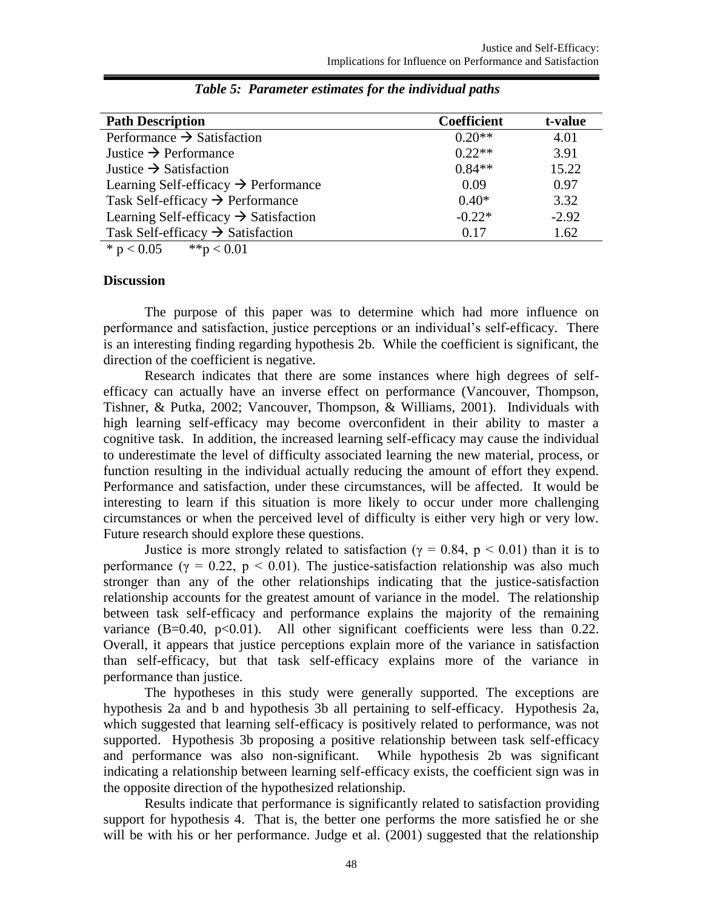***Table 5: Parameter estimates for the individual paths***

| **Path Description** | **Coefficient** | **t-value** |
|---|---|---|
| Performance → Satisfaction | 0.20** | 4.01 |
| Justice → Performance | 0.22** | 3.91 |
| Justice → Satisfaction | 0.84** | 15.22 |
| Learning Self-efficacy → Performance | 0.09 | 0.97 |
| Task Self-efficacy → Performance | 0.40* | 3.32 |
| Learning Self-efficacy → Satisfaction | -0.22* | -2.92 |
| Task Self-efficacy → Satisfaction | 0.17 | 1.62 |

* $p < 0.05$ &nbsp;&nbsp;&nbsp; ** $p < 0.01$

**Discussion**

The purpose of this paper was to determine which had more influence on performance and satisfaction, justice perceptions or an individual's self-efficacy. There is an interesting finding regarding hypothesis 2b. While the coefficient is significant, the direction of the coefficient is negative.

Research indicates that there are some instances where high degrees of self-efficacy can actually have an inverse effect on performance (Vancouver, Thompson, Tishner, & Putka, 2002; Vancouver, Thompson, & Williams, 2001). Individuals with high learning self-efficacy may become overconfident in their ability to master a cognitive task. In addition, the increased learning self-efficacy may cause the individual to underestimate the level of difficulty associated learning the new material, process, or function resulting in the individual actually reducing the amount of effort they expend. Performance and satisfaction, under these circumstances, will be affected. It would be interesting to learn if this situation is more likely to occur under more challenging circumstances or when the perceived level of difficulty is either very high or very low. Future research should explore these questions.

Justice is more strongly related to satisfaction ($\gamma = 0.84$, $p < 0.01$) than it is to performance ($\gamma = 0.22$, $p < 0.01$). The justice-satisfaction relationship was also much stronger than any of the other relationships indicating that the justice-satisfaction relationship accounts for the greatest amount of variance in the model. The relationship between task self-efficacy and performance explains the majority of the remaining variance ($B=0.40$, $p<0.01$). All other significant coefficients were less than 0.22. Overall, it appears that justice perceptions explain more of the variance in satisfaction than self-efficacy, but that task self-efficacy explains more of the variance in performance than justice.

The hypotheses in this study were generally supported. The exceptions are hypothesis 2a and b and hypothesis 3b all pertaining to self-efficacy. Hypothesis 2a, which suggested that learning self-efficacy is positively related to performance, was not supported. Hypothesis 3b proposing a positive relationship between task self-efficacy and performance was also non-significant. While hypothesis 2b was significant indicating a relationship between learning self-efficacy exists, the coefficient sign was in the opposite direction of the hypothesized relationship.

Results indicate that performance is significantly related to satisfaction providing support for hypothesis 4. That is, the better one performs the more satisfied he or she will be with his or her performance. Judge et al. (2001) suggested that the relationship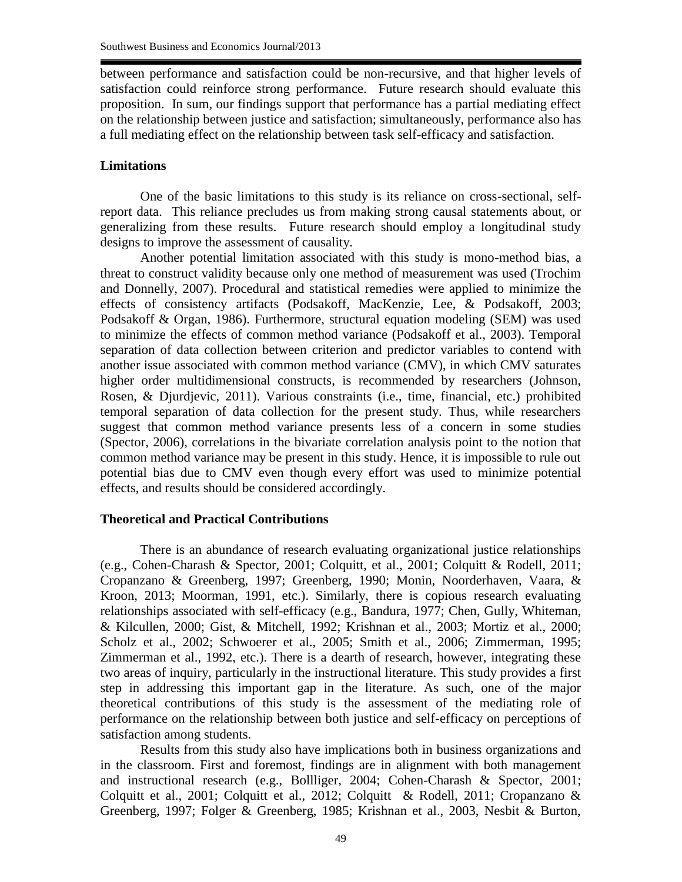between performance and satisfaction could be non-recursive, and that higher levels of satisfaction could reinforce strong performance. Future research should evaluate this proposition. In sum, our findings support that performance has a partial mediating effect on the relationship between justice and satisfaction; simultaneously, performance also has a full mediating effect on the relationship between task self-efficacy and satisfaction.

## Limitations

One of the basic limitations to this study is its reliance on cross-sectional, self-report data. This reliance precludes us from making strong causal statements about, or generalizing from these results. Future research should employ a longitudinal study designs to improve the assessment of causality.

Another potential limitation associated with this study is mono-method bias, a threat to construct validity because only one method of measurement was used (Trochim and Donnelly, 2007). Procedural and statistical remedies were applied to minimize the effects of consistency artifacts (Podsakoff, MacKenzie, Lee, & Podsakoff, 2003; Podsakoff & Organ, 1986). Furthermore, structural equation modeling (SEM) was used to minimize the effects of common method variance (Podsakoff et al., 2003). Temporal separation of data collection between criterion and predictor variables to contend with another issue associated with common method variance (CMV), in which CMV saturates higher order multidimensional constructs, is recommended by researchers (Johnson, Rosen, & Djurdjevic, 2011). Various constraints (i.e., time, financial, etc.) prohibited temporal separation of data collection for the present study. Thus, while researchers suggest that common method variance presents less of a concern in some studies (Spector, 2006), correlations in the bivariate correlation analysis point to the notion that common method variance may be present in this study. Hence, it is impossible to rule out potential bias due to CMV even though every effort was used to minimize potential effects, and results should be considered accordingly.

## Theoretical and Practical Contributions

There is an abundance of research evaluating organizational justice relationships (e.g., Cohen-Charash & Spector, 2001; Colquitt, et al., 2001; Colquitt & Rodell, 2011; Cropanzano & Greenberg, 1997; Greenberg, 1990; Monin, Noorderhaven, Vaara, & Kroon, 2013; Moorman, 1991, etc.). Similarly, there is copious research evaluating relationships associated with self-efficacy (e.g., Bandura, 1977; Chen, Gully, Whiteman, & Kilcullen, 2000; Gist, & Mitchell, 1992; Krishnan et al., 2003; Mortiz et al., 2000; Scholz et al., 2002; Schwoerer et al., 2005; Smith et al., 2006; Zimmerman, 1995; Zimmerman et al., 1992, etc.). There is a dearth of research, however, integrating these two areas of inquiry, particularly in the instructional literature. This study provides a first step in addressing this important gap in the literature. As such, one of the major theoretical contributions of this study is the assessment of the mediating role of performance on the relationship between both justice and self-efficacy on perceptions of satisfaction among students.

Results from this study also have implications both in business organizations and in the classroom. First and foremost, findings are in alignment with both management and instructional research (e.g., Bollliger, 2004; Cohen-Charash & Spector, 2001; Colquitt et al., 2001; Colquitt et al., 2012; Colquitt & Rodell, 2011; Cropanzano & Greenberg, 1997; Folger & Greenberg, 1985; Krishnan et al., 2003, Nesbit & Burton,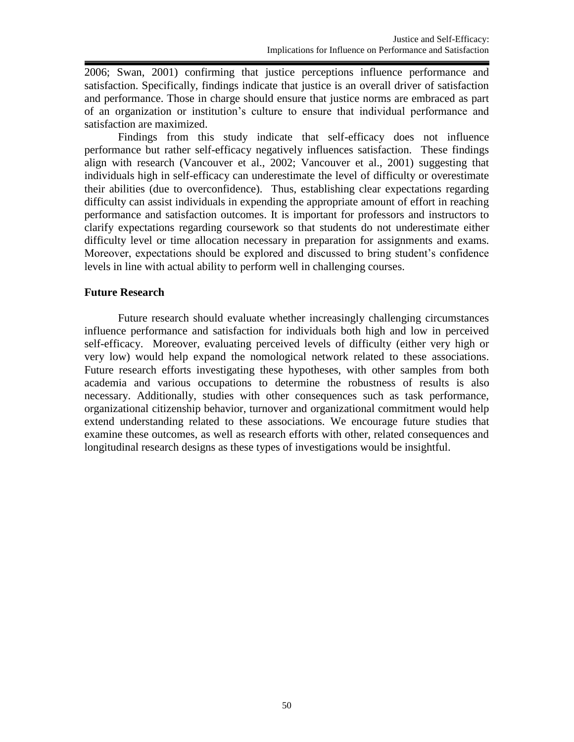2006; Swan, 2001) confirming that justice perceptions influence performance and satisfaction. Specifically, findings indicate that justice is an overall driver of satisfaction and performance. Those in charge should ensure that justice norms are embraced as part of an organization or institution's culture to ensure that individual performance and satisfaction are maximized.

Findings from this study indicate that self-efficacy does not influence performance but rather self-efficacy negatively influences satisfaction. These findings align with research (Vancouver et al., 2002; Vancouver et al., 2001) suggesting that individuals high in self-efficacy can underestimate the level of difficulty or overestimate their abilities (due to overconfidence). Thus, establishing clear expectations regarding difficulty can assist individuals in expending the appropriate amount of effort in reaching performance and satisfaction outcomes. It is important for professors and instructors to clarify expectations regarding coursework so that students do not underestimate either difficulty level or time allocation necessary in preparation for assignments and exams. Moreover, expectations should be explored and discussed to bring student's confidence levels in line with actual ability to perform well in challenging courses.

## Future Research

Future research should evaluate whether increasingly challenging circumstances influence performance and satisfaction for individuals both high and low in perceived self-efficacy. Moreover, evaluating perceived levels of difficulty (either very high or very low) would help expand the nomological network related to these associations. Future research efforts investigating these hypotheses, with other samples from both academia and various occupations to determine the robustness of results is also necessary. Additionally, studies with other consequences such as task performance, organizational citizenship behavior, turnover and organizational commitment would help extend understanding related to these associations. We encourage future studies that examine these outcomes, as well as research efforts with other, related consequences and longitudinal research designs as these types of investigations would be insightful.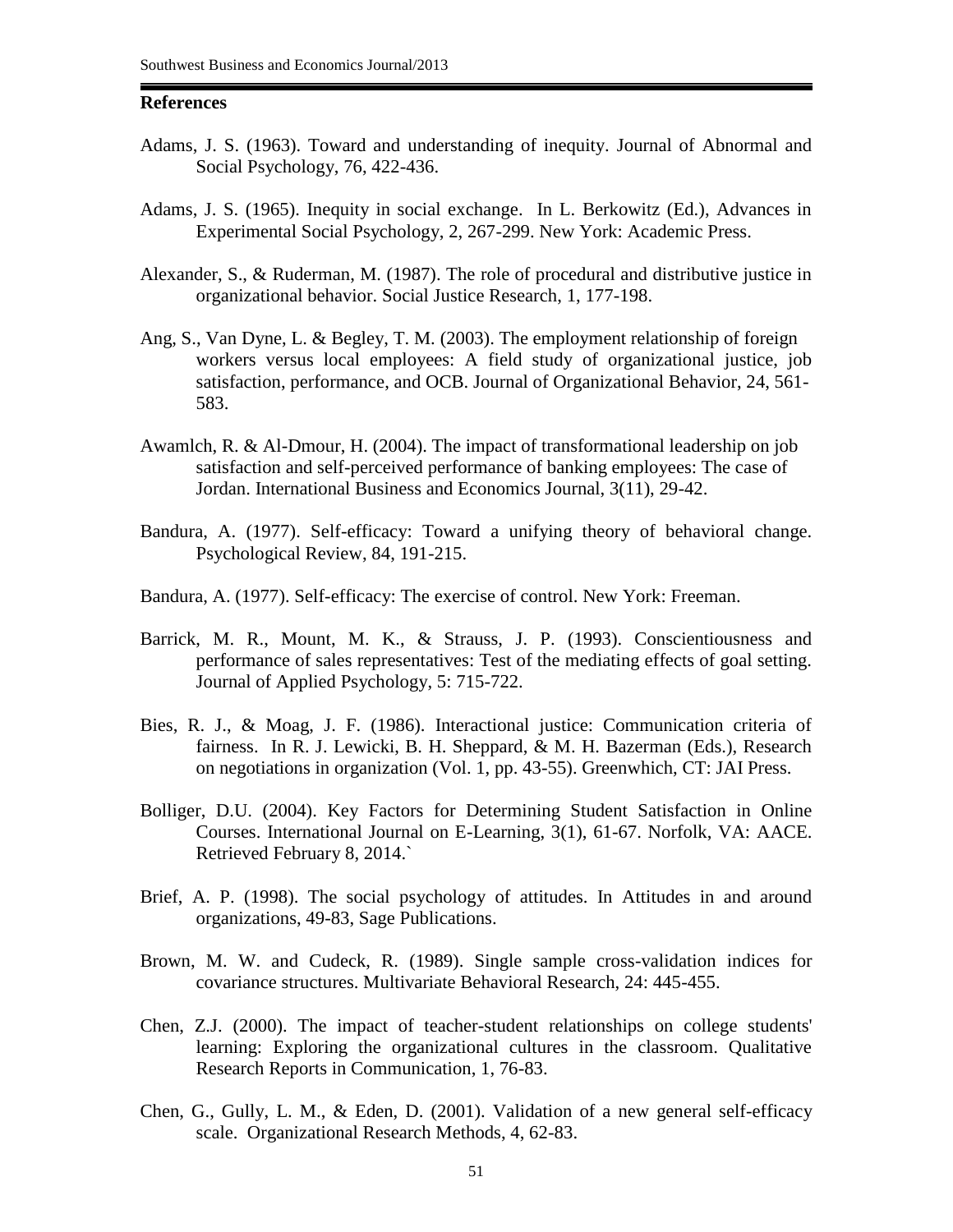## References

Adams, J. S. (1963). Toward and understanding of inequity. Journal of Abnormal and Social Psychology, 76, 422-436.

Adams, J. S. (1965). Inequity in social exchange. In L. Berkowitz (Ed.), Advances in Experimental Social Psychology, 2, 267-299. New York: Academic Press.

Alexander, S., & Ruderman, M. (1987). The role of procedural and distributive justice in organizational behavior. Social Justice Research, 1, 177-198.

Ang, S., Van Dyne, L. & Begley, T. M. (2003). The employment relationship of foreign workers versus local employees: A field study of organizational justice, job satisfaction, performance, and OCB. Journal of Organizational Behavior, 24, 561-583.

Awamlch, R. & Al-Dmour, H. (2004). The impact of transformational leadership on job satisfaction and self-perceived performance of banking employees: The case of Jordan. International Business and Economics Journal, 3(11), 29-42.

Bandura, A. (1977). Self-efficacy: Toward a unifying theory of behavioral change. Psychological Review, 84, 191-215.

Bandura, A. (1977). Self-efficacy: The exercise of control. New York: Freeman.

Barrick, M. R., Mount, M. K., & Strauss, J. P. (1993). Conscientiousness and performance of sales representatives: Test of the mediating effects of goal setting. Journal of Applied Psychology, 5: 715-722.

Bies, R. J., & Moag, J. F. (1986). Interactional justice: Communication criteria of fairness. In R. J. Lewicki, B. H. Sheppard, & M. H. Bazerman (Eds.), Research on negotiations in organization (Vol. 1, pp. 43-55). Greenwhich, CT: JAI Press.

Bolliger, D.U. (2004). Key Factors for Determining Student Satisfaction in Online Courses. International Journal on E-Learning, 3(1), 61-67. Norfolk, VA: AACE. Retrieved February 8, 2014.`

Brief, A. P. (1998). The social psychology of attitudes. In Attitudes in and around organizations, 49-83, Sage Publications.

Brown, M. W. and Cudeck, R. (1989). Single sample cross-validation indices for covariance structures. Multivariate Behavioral Research, 24: 445-455.

Chen, Z.J. (2000). The impact of teacher-student relationships on college students' learning: Exploring the organizational cultures in the classroom. Qualitative Research Reports in Communication, 1, 76-83.

Chen, G., Gully, L. M., & Eden, D. (2001). Validation of a new general self-efficacy scale. Organizational Research Methods, 4, 62-83.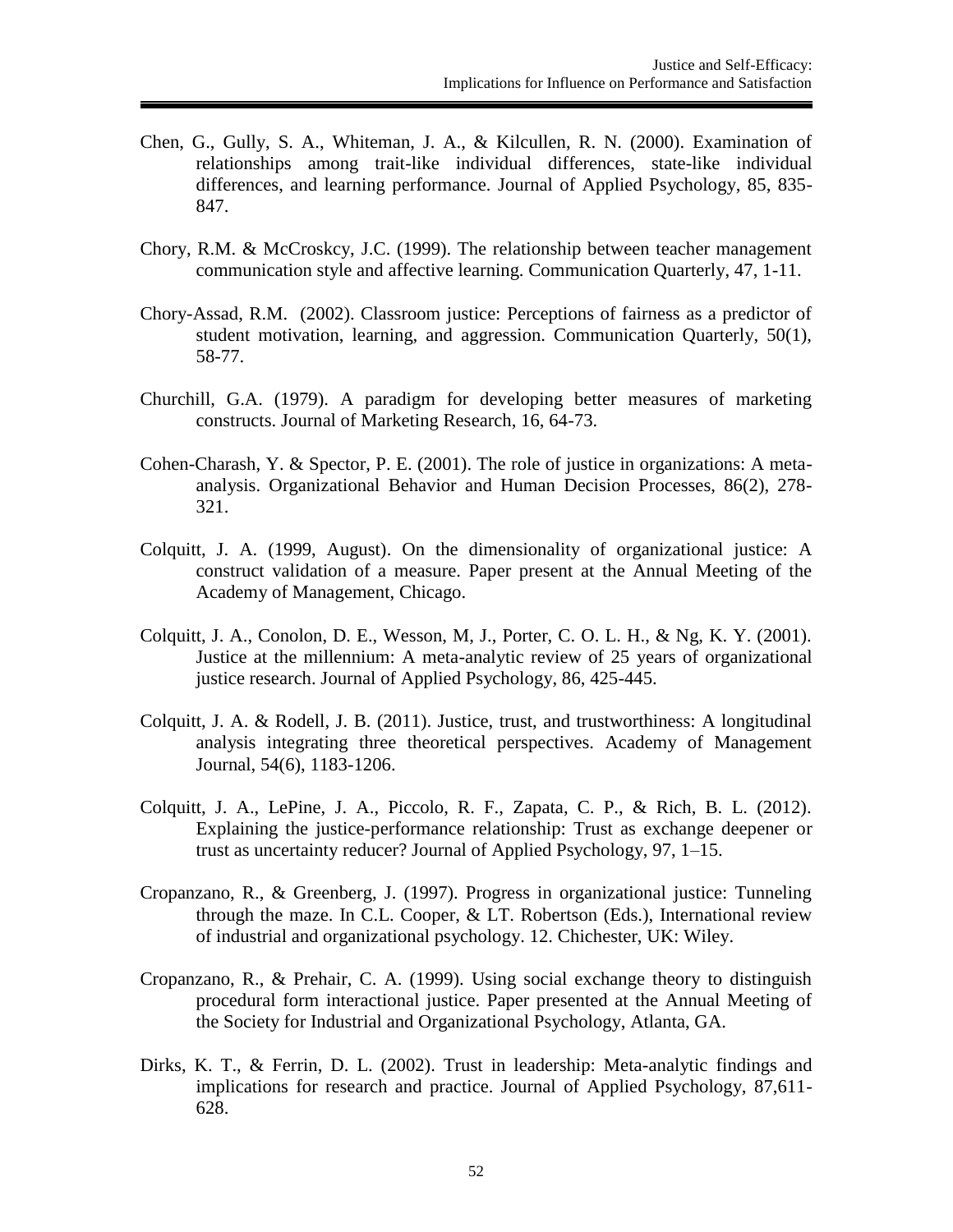Chen, G., Gully, S. A., Whiteman, J. A., & Kilcullen, R. N. (2000). Examination of relationships among trait-like individual differences, state-like individual differences, and learning performance. Journal of Applied Psychology, 85, 835-847.

Chory, R.M. & McCroskcy, J.C. (1999). The relationship between teacher management communication style and affective learning. Communication Quarterly, 47, 1-11.

Chory-Assad, R.M. (2002). Classroom justice: Perceptions of fairness as a predictor of student motivation, learning, and aggression. Communication Quarterly, 50(1), 58-77.

Churchill, G.A. (1979). A paradigm for developing better measures of marketing constructs. Journal of Marketing Research, 16, 64-73.

Cohen-Charash, Y. & Spector, P. E. (2001). The role of justice in organizations: A meta-analysis. Organizational Behavior and Human Decision Processes, 86(2), 278-321.

Colquitt, J. A. (1999, August). On the dimensionality of organizational justice: A construct validation of a measure. Paper present at the Annual Meeting of the Academy of Management, Chicago.

Colquitt, J. A., Conolon, D. E., Wesson, M, J., Porter, C. O. L. H., & Ng, K. Y. (2001). Justice at the millennium: A meta-analytic review of 25 years of organizational justice research. Journal of Applied Psychology, 86, 425-445.

Colquitt, J. A. & Rodell, J. B. (2011). Justice, trust, and trustworthiness: A longitudinal analysis integrating three theoretical perspectives. Academy of Management Journal, 54(6), 1183-1206.

Colquitt, J. A., LePine, J. A., Piccolo, R. F., Zapata, C. P., & Rich, B. L. (2012). Explaining the justice-performance relationship: Trust as exchange deepener or trust as uncertainty reducer? Journal of Applied Psychology, 97, 1–15.

Cropanzano, R., & Greenberg, J. (1997). Progress in organizational justice: Tunneling through the maze. In C.L. Cooper, & LT. Robertson (Eds.), International review of industrial and organizational psychology. 12. Chichester, UK: Wiley.

Cropanzano, R., & Prehair, C. A. (1999). Using social exchange theory to distinguish procedural form interactional justice. Paper presented at the Annual Meeting of the Society for Industrial and Organizational Psychology, Atlanta, GA.

Dirks, K. T., & Ferrin, D. L. (2002). Trust in leadership: Meta-analytic findings and implications for research and practice. Journal of Applied Psychology, 87,611-628.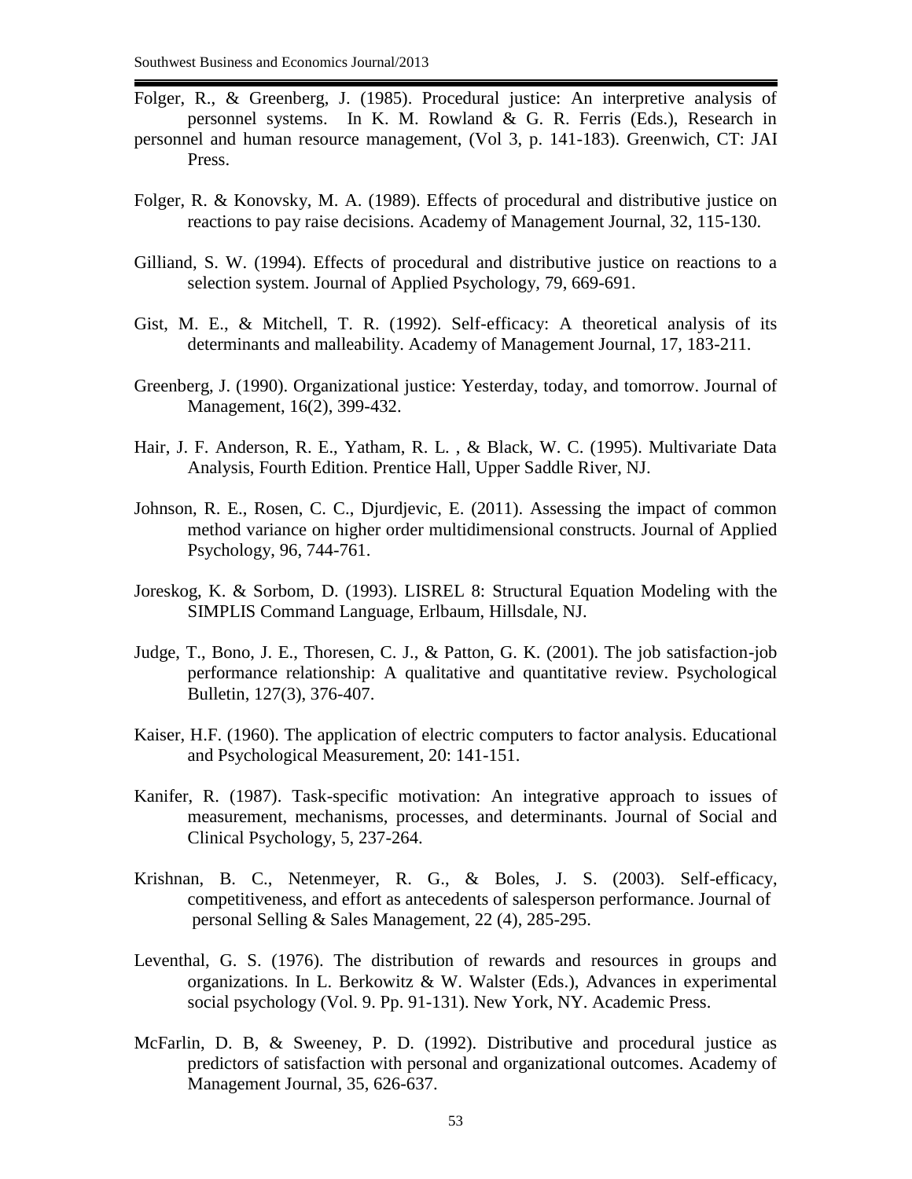Folger, R., & Greenberg, J. (1985). Procedural justice: An interpretive analysis of personnel systems. In K. M. Rowland & G. R. Ferris (Eds.), Research in personnel and human resource management, (Vol 3, p. 141-183). Greenwich, CT: JAI Press.

Folger, R. & Konovsky, M. A. (1989). Effects of procedural and distributive justice on reactions to pay raise decisions. Academy of Management Journal, 32, 115-130.

Gilliand, S. W. (1994). Effects of procedural and distributive justice on reactions to a selection system. Journal of Applied Psychology, 79, 669-691.

Gist, M. E., & Mitchell, T. R. (1992). Self-efficacy: A theoretical analysis of its determinants and malleability. Academy of Management Journal, 17, 183-211.

Greenberg, J. (1990). Organizational justice: Yesterday, today, and tomorrow. Journal of Management, 16(2), 399-432.

Hair, J. F. Anderson, R. E., Yatham, R. L. , & Black, W. C. (1995). Multivariate Data Analysis, Fourth Edition. Prentice Hall, Upper Saddle River, NJ.

Johnson, R. E., Rosen, C. C., Djurdjevic, E. (2011). Assessing the impact of common method variance on higher order multidimensional constructs. Journal of Applied Psychology, 96, 744-761.

Joreskog, K. & Sorbom, D. (1993). LISREL 8: Structural Equation Modeling with the SIMPLIS Command Language, Erlbaum, Hillsdale, NJ.

Judge, T., Bono, J. E., Thoresen, C. J., & Patton, G. K. (2001). The job satisfaction-job performance relationship: A qualitative and quantitative review. Psychological Bulletin, 127(3), 376-407.

Kaiser, H.F. (1960). The application of electric computers to factor analysis. Educational and Psychological Measurement, 20: 141-151.

Kanifer, R. (1987). Task-specific motivation: An integrative approach to issues of measurement, mechanisms, processes, and determinants. Journal of Social and Clinical Psychology, 5, 237-264.

Krishnan, B. C., Netenmeyer, R. G., & Boles, J. S. (2003). Self-efficacy, competitiveness, and effort as antecedents of salesperson performance. Journal of personal Selling & Sales Management, 22 (4), 285-295.

Leventhal, G. S. (1976). The distribution of rewards and resources in groups and organizations. In L. Berkowitz & W. Walster (Eds.), Advances in experimental social psychology (Vol. 9. Pp. 91-131). New York, NY. Academic Press.

McFarlin, D. B, & Sweeney, P. D. (1992). Distributive and procedural justice as predictors of satisfaction with personal and organizational outcomes. Academy of Management Journal, 35, 626-637.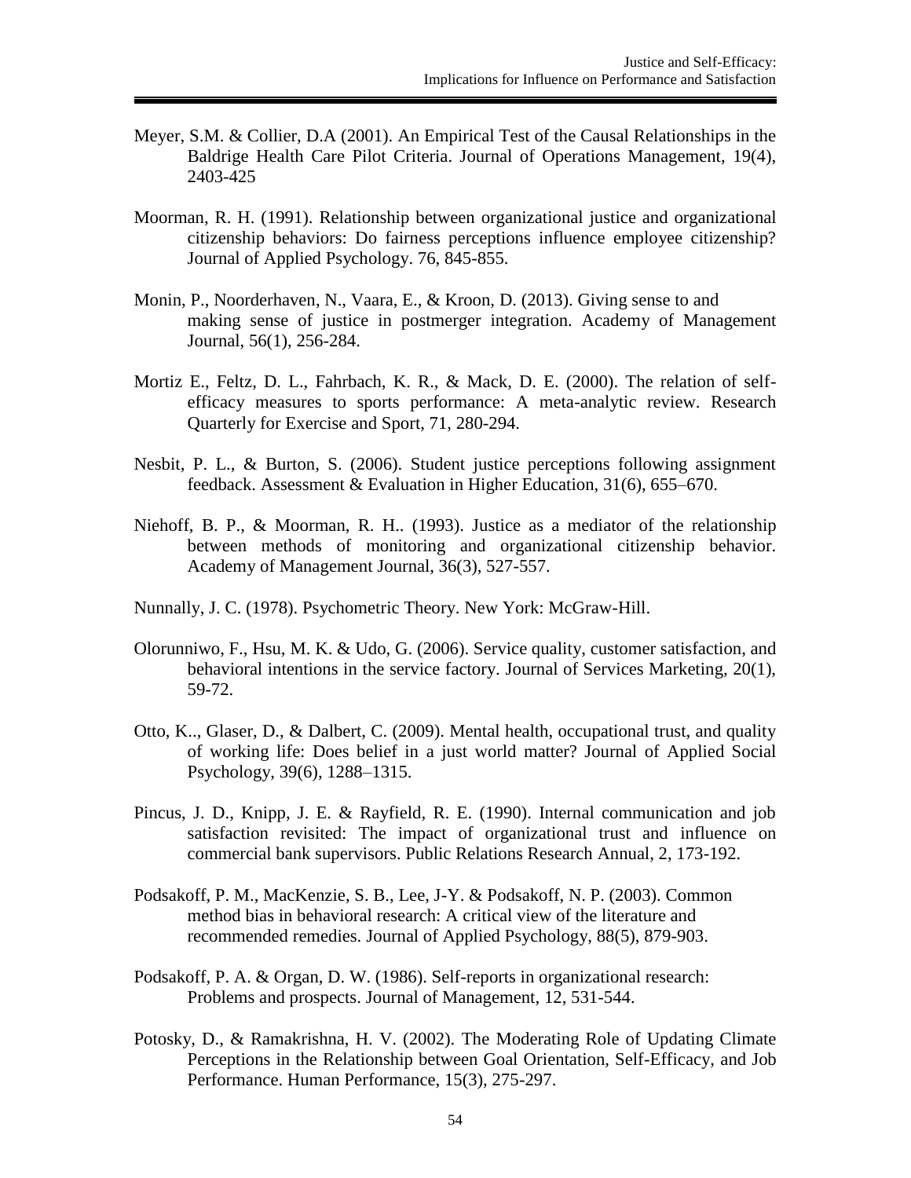Meyer, S.M. & Collier, D.A (2001). An Empirical Test of the Causal Relationships in the Baldrige Health Care Pilot Criteria. Journal of Operations Management, 19(4), 2403-425

Moorman, R. H. (1991). Relationship between organizational justice and organizational citizenship behaviors: Do fairness perceptions influence employee citizenship? Journal of Applied Psychology. 76, 845-855.

Monin, P., Noorderhaven, N., Vaara, E., & Kroon, D. (2013). Giving sense to and making sense of justice in postmerger integration. Academy of Management Journal, 56(1), 256-284.

Mortiz E., Feltz, D. L., Fahrbach, K. R., & Mack, D. E. (2000). The relation of self-efficacy measures to sports performance: A meta-analytic review. Research Quarterly for Exercise and Sport, 71, 280-294.

Nesbit, P. L., & Burton, S. (2006). Student justice perceptions following assignment feedback. Assessment & Evaluation in Higher Education, 31(6), 655–670.

Niehoff, B. P., & Moorman, R. H.. (1993). Justice as a mediator of the relationship between methods of monitoring and organizational citizenship behavior. Academy of Management Journal, 36(3), 527-557.

Nunnally, J. C. (1978). Psychometric Theory. New York: McGraw-Hill.

Olorunniwo, F., Hsu, M. K. & Udo, G. (2006). Service quality, customer satisfaction, and behavioral intentions in the service factory. Journal of Services Marketing, 20(1), 59-72.

Otto, K.., Glaser, D., & Dalbert, C. (2009). Mental health, occupational trust, and quality of working life: Does belief in a just world matter? Journal of Applied Social Psychology, 39(6), 1288–1315.

Pincus, J. D., Knipp, J. E. & Rayfield, R. E. (1990). Internal communication and job satisfaction revisited: The impact of organizational trust and influence on commercial bank supervisors. Public Relations Research Annual, 2, 173-192.

Podsakoff, P. M., MacKenzie, S. B., Lee, J-Y. & Podsakoff, N. P. (2003). Common method bias in behavioral research: A critical view of the literature and recommended remedies. Journal of Applied Psychology, 88(5), 879-903.

Podsakoff, P. A. & Organ, D. W. (1986). Self-reports in organizational research: Problems and prospects. Journal of Management, 12, 531-544.

Potosky, D., & Ramakrishna, H. V. (2002). The Moderating Role of Updating Climate Perceptions in the Relationship between Goal Orientation, Self-Efficacy, and Job Performance. Human Performance, 15(3), 275-297.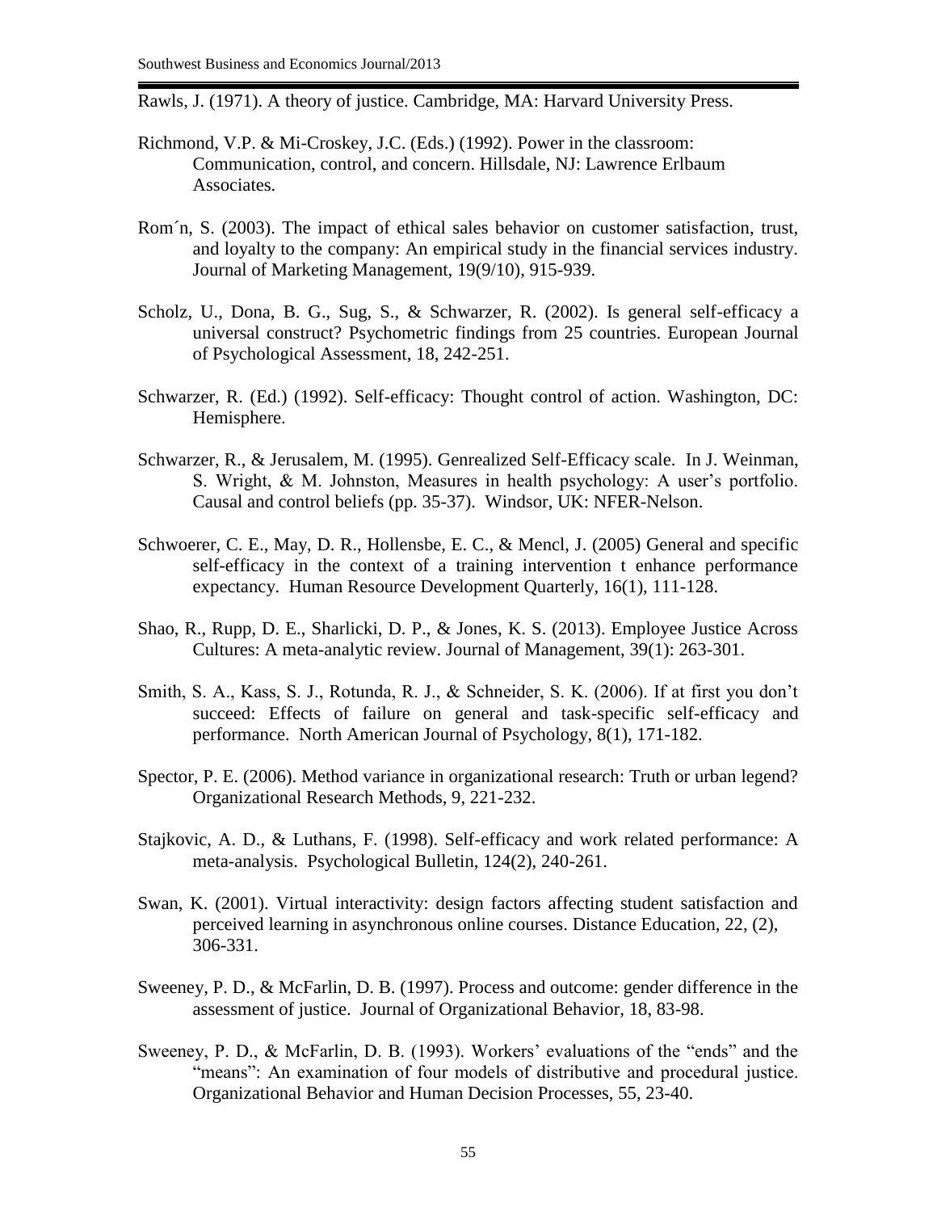Rawls, J. (1971). A theory of justice. Cambridge, MA: Harvard University Press.

Richmond, V.P. & Mi-Croskey, J.C. (Eds.) (1992). Power in the classroom: Communication, control, and concern. Hillsdale, NJ: Lawrence Erlbaum Associates.

Rom´n, S. (2003). The impact of ethical sales behavior on customer satisfaction, trust, and loyalty to the company: An empirical study in the financial services industry. Journal of Marketing Management, 19(9/10), 915-939.

Scholz, U., Dona, B. G., Sug, S., & Schwarzer, R. (2002). Is general self-efficacy a universal construct? Psychometric findings from 25 countries. European Journal of Psychological Assessment, 18, 242-251.

Schwarzer, R. (Ed.) (1992). Self-efficacy: Thought control of action. Washington, DC: Hemisphere.

Schwarzer, R., & Jerusalem, M. (1995). Genrealized Self-Efficacy scale. In J. Weinman, S. Wright, & M. Johnston, Measures in health psychology: A user's portfolio. Causal and control beliefs (pp. 35-37). Windsor, UK: NFER-Nelson.

Schwoerer, C. E., May, D. R., Hollensbe, E. C., & Mencl, J. (2005) General and specific self-efficacy in the context of a training intervention t enhance performance expectancy. Human Resource Development Quarterly, 16(1), 111-128.

Shao, R., Rupp, D. E., Sharlicki, D. P., & Jones, K. S. (2013). Employee Justice Across Cultures: A meta-analytic review. Journal of Management, 39(1): 263-301.

Smith, S. A., Kass, S. J., Rotunda, R. J., & Schneider, S. K. (2006). If at first you don't succeed: Effects of failure on general and task-specific self-efficacy and performance. North American Journal of Psychology, 8(1), 171-182.

Spector, P. E. (2006). Method variance in organizational research: Truth or urban legend? Organizational Research Methods, 9, 221-232.

Stajkovic, A. D., & Luthans, F. (1998). Self-efficacy and work related performance: A meta-analysis. Psychological Bulletin, 124(2), 240-261.

Swan, K. (2001). Virtual interactivity: design factors affecting student satisfaction and perceived learning in asynchronous online courses. Distance Education, 22, (2), 306-331.

Sweeney, P. D., & McFarlin, D. B. (1997). Process and outcome: gender difference in the assessment of justice. Journal of Organizational Behavior, 18, 83-98.

Sweeney, P. D., & McFarlin, D. B. (1993). Workers' evaluations of the "ends" and the "means": An examination of four models of distributive and procedural justice. Organizational Behavior and Human Decision Processes, 55, 23-40.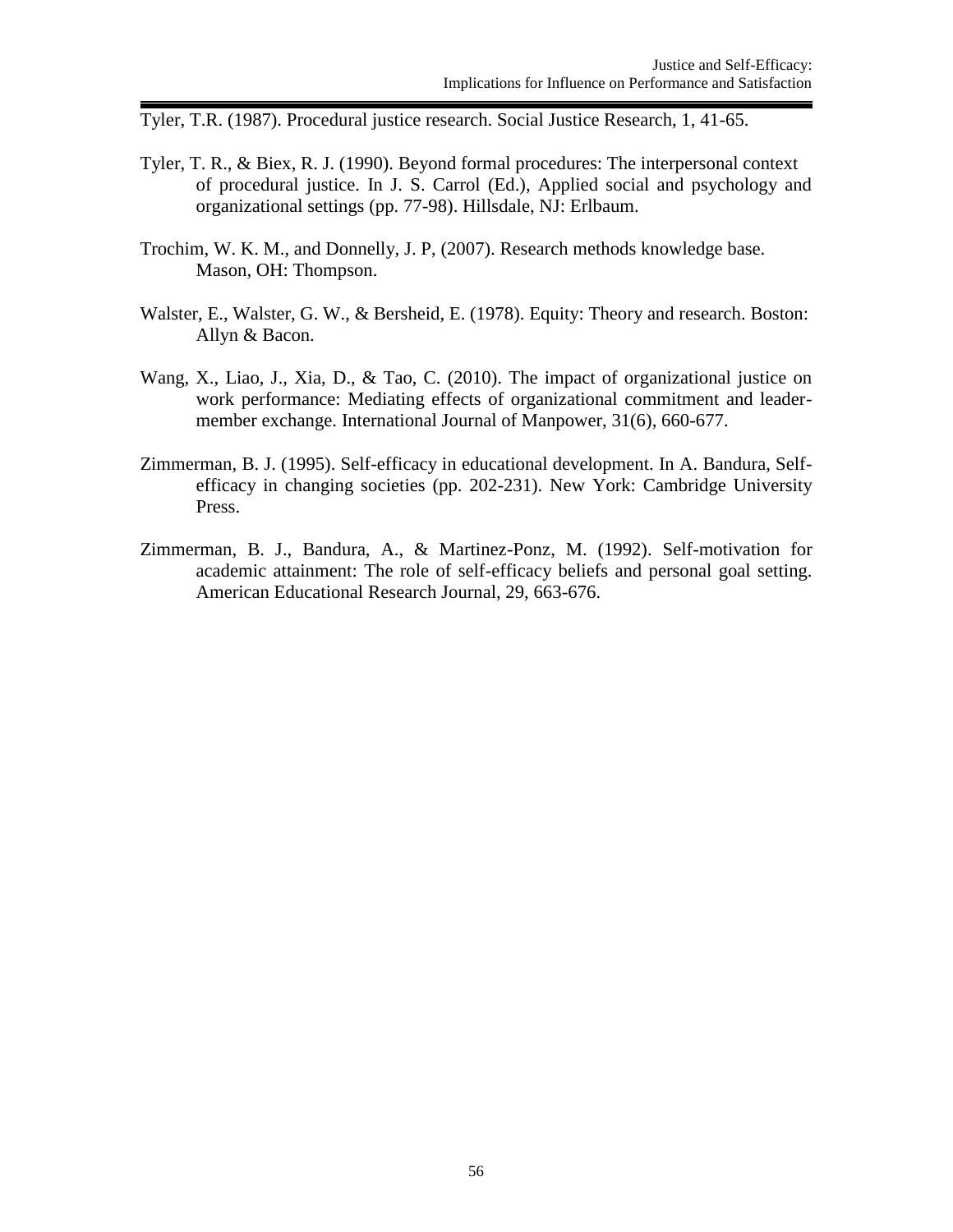Tyler, T.R. (1987). Procedural justice research. Social Justice Research, 1, 41-65.

Tyler, T. R., & Biex, R. J. (1990). Beyond formal procedures: The interpersonal context of procedural justice. In J. S. Carrol (Ed.), Applied social and psychology and organizational settings (pp. 77-98). Hillsdale, NJ: Erlbaum.

Trochim, W. K. M., and Donnelly, J. P, (2007). Research methods knowledge base. Mason, OH: Thompson.

Walster, E., Walster, G. W., & Bersheid, E. (1978). Equity: Theory and research. Boston: Allyn & Bacon.

Wang, X., Liao, J., Xia, D., & Tao, C. (2010). The impact of organizational justice on work performance: Mediating effects of organizational commitment and leader-member exchange. International Journal of Manpower, 31(6), 660-677.

Zimmerman, B. J. (1995). Self-efficacy in educational development. In A. Bandura, Self-efficacy in changing societies (pp. 202-231). New York: Cambridge University Press.

Zimmerman, B. J., Bandura, A., & Martinez-Ponz, M. (1992). Self-motivation for academic attainment: The role of self-efficacy beliefs and personal goal setting. American Educational Research Journal, 29, 663-676.